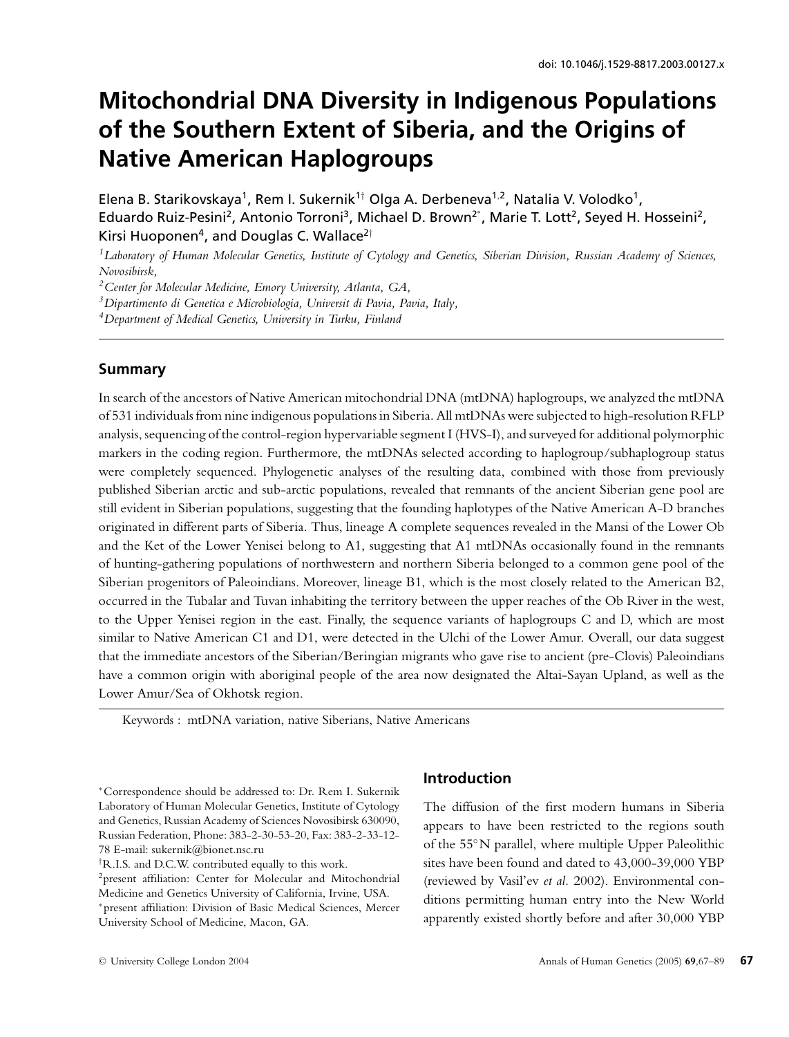doi: 10.1046/j.1529-8817.2003.00127.x

# Mitochondrial DNA Diversity in Indigenous Populations of the Southern Extent of Siberia, and the Origins of Native American Haplogroups

Elena B. Starikovskaya[1], Rem I. Sukernik[1†] Olga A. Derbeneva[1,2], Natalia V. Volodko[1], Eduardo Ruiz-Pesini[2], Antonio Torroni[3], Michael D. Brown[2*], Marie T. Lott[2], Seyed H. Hosseini[2], Kirsi Huoponen[4], and Douglas C. Wallace[2†]

[1] *Laboratory of Human Molecular Genetics, Institute of Cytology and Genetics, Siberian Division, Russian Academy of Sciences, Novosibirsk,*
[2] *Center for Molecular Medicine, Emory University, Atlanta, GA,*
[3] *Dipartimento di Genetica e Microbiologia, Universit di Pavia, Pavia, Italy,*
[4] *Department of Medical Genetics, University in Turku, Finland*

## Summary

In search of the ancestors of Native American mitochondrial DNA (mtDNA) haplogroups, we analyzed the mtDNA of 531 individuals from nine indigenous populations in Siberia. All mtDNAs were subjected to high-resolution RFLP analysis, sequencing of the control-region hypervariable segment I (HVS-I), and surveyed for additional polymorphic markers in the coding region. Furthermore, the mtDNAs selected according to haplogroup/subhaplogroup status were completely sequenced. Phylogenetic analyses of the resulting data, combined with those from previously published Siberian arctic and sub-arctic populations, revealed that remnants of the ancient Siberian gene pool are still evident in Siberian populations, suggesting that the founding haplotypes of the Native American A-D branches originated in different parts of Siberia. Thus, lineage A complete sequences revealed in the Mansi of the Lower Ob and the Ket of the Lower Yenisei belong to A1, suggesting that A1 mtDNAs occasionally found in the remnants of hunting-gathering populations of northwestern and northern Siberia belonged to a common gene pool of the Siberian progenitors of Paleoindians. Moreover, lineage B1, which is the most closely related to the American B2, occurred in the Tubalar and Tuvan inhabiting the territory between the upper reaches of the Ob River in the west, to the Upper Yenisei region in the east. Finally, the sequence variants of haplogroups C and D, which are most similar to Native American C1 and D1, were detected in the Ulchi of the Lower Amur. Overall, our data suggest that the immediate ancestors of the Siberian/Beringian migrants who gave rise to ancient (pre-Clovis) Paleoindians have a common origin with aboriginal people of the area now designated the Altai-Sayan Upland, as well as the Lower Amur/Sea of Okhotsk region.

Keywords : mtDNA variation, native Siberians, Native Americans

*Correspondence should be addressed to: Dr. Rem I. Sukernik Laboratory of Human Molecular Genetics, Institute of Cytology and Genetics, Russian Academy of Sciences Novosibirsk 630090, Russian Federation, Phone: 383-2-30-53-20, Fax: 383-2-33-12-78 E-mail: sukernik@bionet.nsc.ru

†R.I.S. and D.C.W. contributed equally to this work.

[2]present affiliation: Center for Molecular and Mitochondrial Medicine and Genetics University of California, Irvine, USA.

*present affiliation: Division of Basic Medical Sciences, Mercer University School of Medicine, Macon, GA.

## Introduction

The diffusion of the first modern humans in Siberia appears to have been restricted to the regions south of the 55°N parallel, where multiple Upper Paleolithic sites have been found and dated to 43,000-39,000 YBP (reviewed by Vasil'ev *et al.* 2002). Environmental conditions permitting human entry into the New World apparently existed shortly before and after 30,000 YBP

© University College London 2004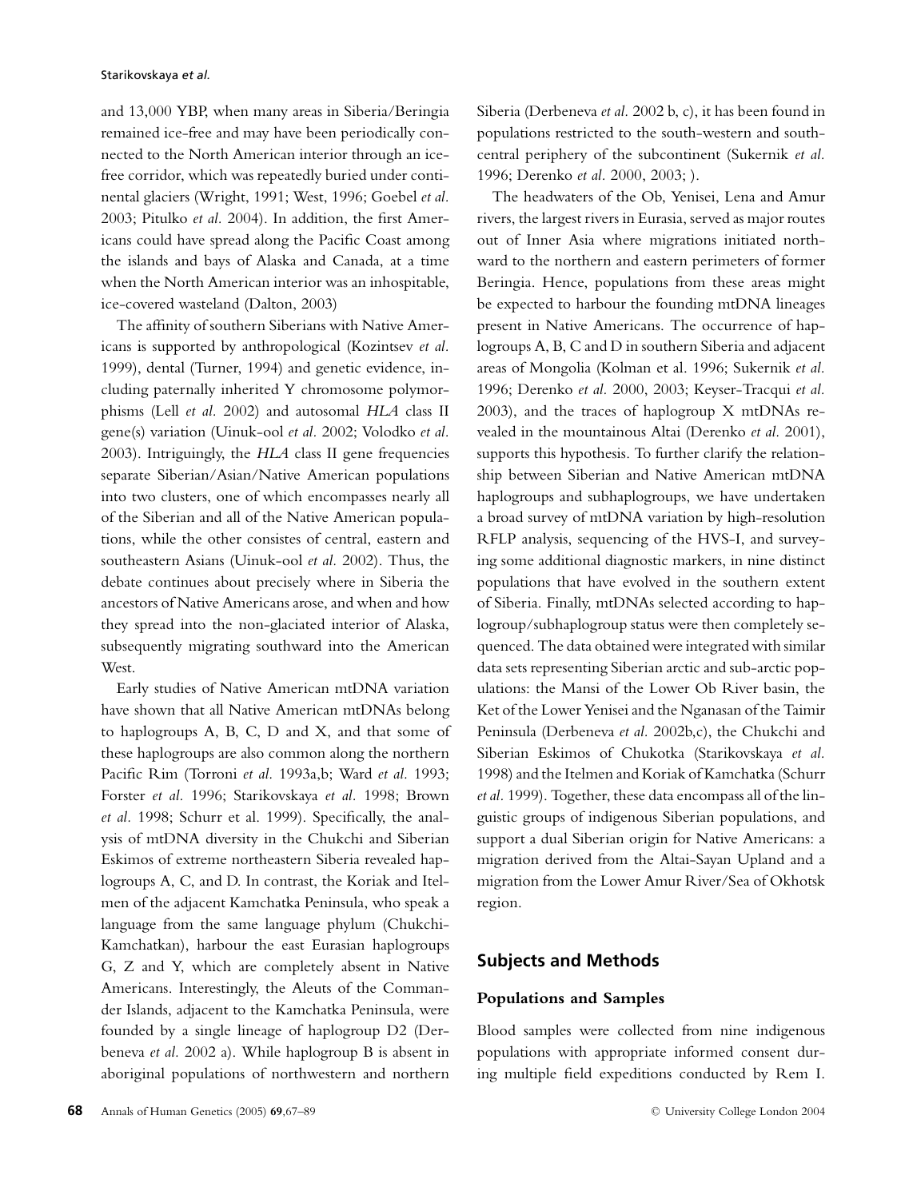and 13,000 YBP, when many areas in Siberia/Beringia remained ice-free and may have been periodically connected to the North American interior through an ice-free corridor, which was repeatedly buried under continental glaciers (Wright, 1991; West, 1996; Goebel *et al.* 2003; Pitulko *et al.* 2004). In addition, the first Americans could have spread along the Pacific Coast among the islands and bays of Alaska and Canada, at a time when the North American interior was an inhospitable, ice-covered wasteland (Dalton, 2003)

The affinity of southern Siberians with Native Americans is supported by anthropological (Kozintsev *et al.* 1999), dental (Turner, 1994) and genetic evidence, including paternally inherited Y chromosome polymorphisms (Lell *et al.* 2002) and autosomal *HLA* class II gene(s) variation (Uinuk-ool *et al.* 2002; Volodko *et al.* 2003). Intriguingly, the *HLA* class II gene frequencies separate Siberian/Asian/Native American populations into two clusters, one of which encompasses nearly all of the Siberian and all of the Native American populations, while the other consistes of central, eastern and southeastern Asians (Uinuk-ool *et al.* 2002). Thus, the debate continues about precisely where in Siberia the ancestors of Native Americans arose, and when and how they spread into the non-glaciated interior of Alaska, subsequently migrating southward into the American West.

Early studies of Native American mtDNA variation have shown that all Native American mtDNAs belong to haplogroups A, B, C, D and X, and that some of these haplogroups are also common along the northern Pacific Rim (Torroni *et al.* 1993a,b; Ward *et al.* 1993; Forster *et al.* 1996; Starikovskaya *et al.* 1998; Brown *et al.* 1998; Schurr et al. 1999). Specifically, the analysis of mtDNA diversity in the Chukchi and Siberian Eskimos of extreme northeastern Siberia revealed haplogroups A, C, and D. In contrast, the Koriak and Itelmen of the adjacent Kamchatka Peninsula, who speak a language from the same language phylum (Chukchi-Kamchatkan), harbour the east Eurasian haplogroups G, Z and Y, which are completely absent in Native Americans. Interestingly, the Aleuts of the Commander Islands, adjacent to the Kamchatka Peninsula, were founded by a single lineage of haplogroup D2 (Derbeneva *et al.* 2002 a). While haplogroup B is absent in aboriginal populations of northwestern and northern Siberia (Derbeneva *et al.* 2002 b, c), it has been found in populations restricted to the south-western and south-central periphery of the subcontinent (Sukernik *et al.* 1996; Derenko *et al.* 2000, 2003; ).

The headwaters of the Ob, Yenisei, Lena and Amur rivers, the largest rivers in Eurasia, served as major routes out of Inner Asia where migrations initiated northward to the northern and eastern perimeters of former Beringia. Hence, populations from these areas might be expected to harbour the founding mtDNA lineages present in Native Americans. The occurrence of haplogroups A, B, C and D in southern Siberia and adjacent areas of Mongolia (Kolman et al. 1996; Sukernik *et al.* 1996; Derenko *et al.* 2000, 2003; Keyser-Tracqui *et al.* 2003), and the traces of haplogroup X mtDNAs revealed in the mountainous Altai (Derenko *et al.* 2001), supports this hypothesis. To further clarify the relationship between Siberian and Native American mtDNA haplogroups and subhaplogroups, we have undertaken a broad survey of mtDNA variation by high-resolution RFLP analysis, sequencing of the HVS-I, and surveying some additional diagnostic markers, in nine distinct populations that have evolved in the southern extent of Siberia. Finally, mtDNAs selected according to haplogroup/subhaplogroup status were then completely sequenced. The data obtained were integrated with similar data sets representing Siberian arctic and sub-arctic populations: the Mansi of the Lower Ob River basin, the Ket of the Lower Yenisei and the Nganasan of the Taimir Peninsula (Derbeneva *et al.* 2002b,c), the Chukchi and Siberian Eskimos of Chukotka (Starikovskaya *et al.* 1998) and the Itelmen and Koriak of Kamchatka (Schurr *et al.* 1999). Together, these data encompass all of the linguistic groups of indigenous Siberian populations, and support a dual Siberian origin for Native Americans: a migration derived from the Altai-Sayan Upland and a migration from the Lower Amur River/Sea of Okhotsk region.

## Subjects and Methods

### Populations and Samples

Blood samples were collected from nine indigenous populations with appropriate informed consent during multiple field expeditions conducted by Rem I.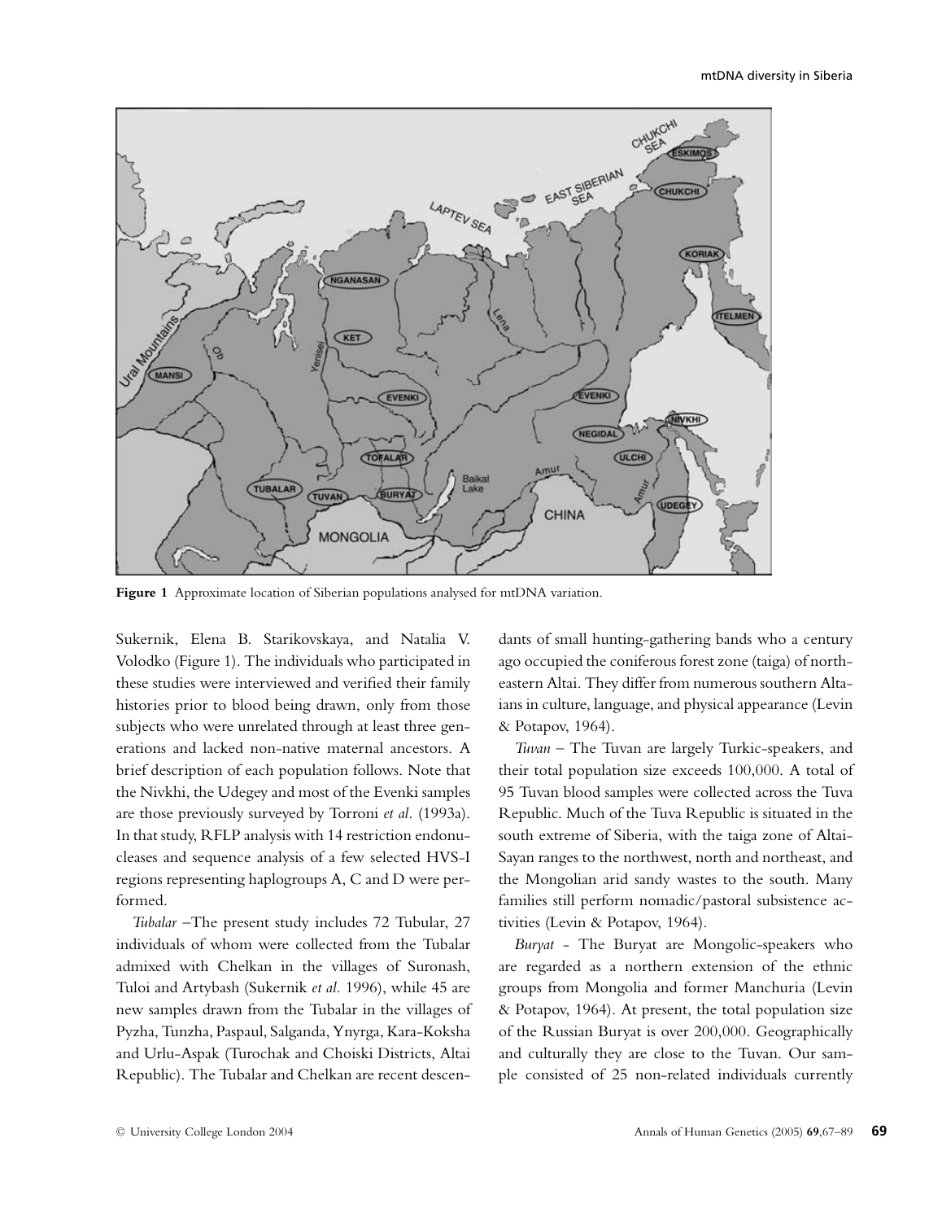**Figure 1** Approximate location of Siberian populations analysed for mtDNA variation.

Sukernik, Elena B. Starikovskaya, and Natalia V. Volodko (Figure 1). The individuals who participated in these studies were interviewed and verified their family histories prior to blood being drawn, only from those subjects who were unrelated through at least three generations and lacked non-native maternal ancestors. A brief description of each population follows. Note that the Nivkhi, the Udegey and most of the Evenki samples are those previously surveyed by Torroni *et al.* (1993a). In that study, RFLP analysis with 14 restriction endonucleases and sequence analysis of a few selected HVS-I regions representing haplogroups A, C and D were performed.

*Tubalar* –The present study includes 72 Tubular, 27 individuals of whom were collected from the Tubalar admixed with Chelkan in the villages of Suronash, Tuloi and Artybash (Sukernik *et al.* 1996), while 45 are new samples drawn from the Tubalar in the villages of Pyzha, Tunzha, Paspaul, Salganda, Ynyrga, Kara-Koksha and Urlu-Aspak (Turochak and Choiski Districts, Altai Republic). The Tubalar and Chelkan are recent descendants of small hunting-gathering bands who a century ago occupied the coniferous forest zone (taiga) of northeastern Altai. They differ from numerous southern Altaians in culture, language, and physical appearance (Levin & Potapov, 1964).

*Tuvan* – The Tuvan are largely Turkic-speakers, and their total population size exceeds 100,000. A total of 95 Tuvan blood samples were collected across the Tuva Republic. Much of the Tuva Republic is situated in the south extreme of Siberia, with the taiga zone of Altai-Sayan ranges to the northwest, north and northeast, and the Mongolian arid sandy wastes to the south. Many families still perform nomadic/pastoral subsistence activities (Levin & Potapov, 1964).

*Buryat* - The Buryat are Mongolic-speakers who are regarded as a northern extension of the ethnic groups from Mongolia and former Manchuria (Levin & Potapov, 1964). At present, the total population size of the Russian Buryat is over 200,000. Geographically and culturally they are close to the Tuvan. Our sample consisted of 25 non-related individuals currently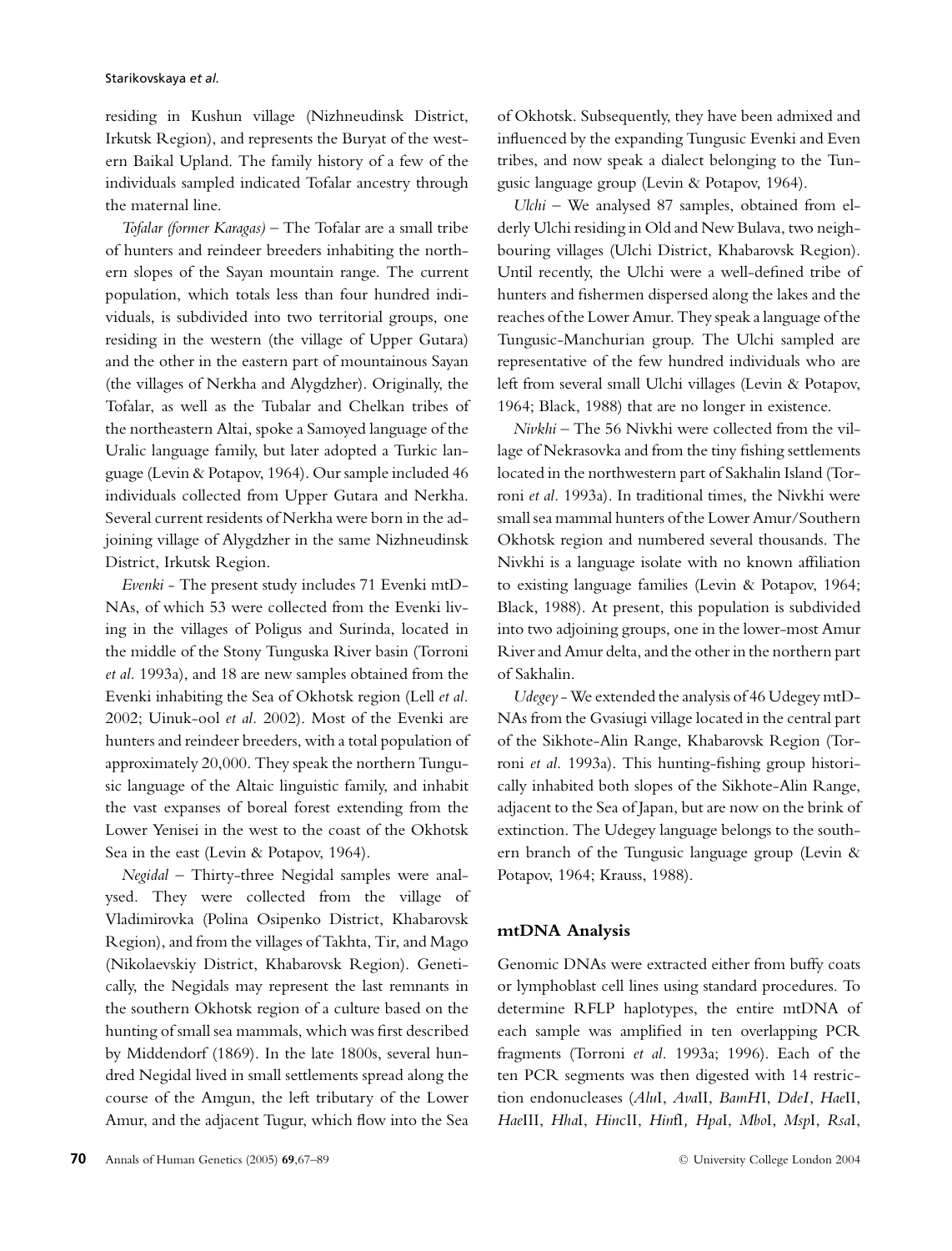residing in Kushun village (Nizhneudinsk District, Irkutsk Region), and represents the Buryat of the western Baikal Upland. The family history of a few of the individuals sampled indicated Tofalar ancestry through the maternal line.

*Tofalar (former Karagas)* – The Tofalar are a small tribe of hunters and reindeer breeders inhabiting the northern slopes of the Sayan mountain range. The current population, which totals less than four hundred individuals, is subdivided into two territorial groups, one residing in the western (the village of Upper Gutara) and the other in the eastern part of mountainous Sayan (the villages of Nerkha and Alygdzher). Originally, the Tofalar, as well as the Tubalar and Chelkan tribes of the northeastern Altai, spoke a Samoyed language of the Uralic language family, but later adopted a Turkic language (Levin & Potapov, 1964). Our sample included 46 individuals collected from Upper Gutara and Nerkha. Several current residents of Nerkha were born in the adjoining village of Alygdzher in the same Nizhneudinsk District, Irkutsk Region.

*Evenki* - The present study includes 71 Evenki mtDNAs, of which 53 were collected from the Evenki living in the villages of Poligus and Surinda, located in the middle of the Stony Tunguska River basin (Torroni *et al.* 1993a), and 18 are new samples obtained from the Evenki inhabiting the Sea of Okhotsk region (Lell *et al.* 2002; Uinuk-ool *et al.* 2002). Most of the Evenki are hunters and reindeer breeders, with a total population of approximately 20,000. They speak the northern Tungusic language of the Altaic linguistic family, and inhabit the vast expanses of boreal forest extending from the Lower Yenisei in the west to the coast of the Okhotsk Sea in the east (Levin & Potapov, 1964).

*Negidal* – Thirty-three Negidal samples were analysed. They were collected from the village of Vladimirovka (Polina Osipenko District, Khabarovsk Region), and from the villages of Takhta, Tir, and Mago (Nikolaevskiy District, Khabarovsk Region). Genetically, the Negidals may represent the last remnants in the southern Okhotsk region of a culture based on the hunting of small sea mammals, which was first described by Middendorf (1869). In the late 1800s, several hundred Negidal lived in small settlements spread along the course of the Amgun, the left tributary of the Lower Amur, and the adjacent Tugur, which flow into the Sea of Okhotsk. Subsequently, they have been admixed and influenced by the expanding Tungusic Evenki and Even tribes, and now speak a dialect belonging to the Tungusic language group (Levin & Potapov, 1964).

*Ulchi* – We analysed 87 samples, obtained from elderly Ulchi residing in Old and New Bulava, two neighbouring villages (Ulchi District, Khabarovsk Region). Until recently, the Ulchi were a well-defined tribe of hunters and fishermen dispersed along the lakes and the reaches of the Lower Amur. They speak a language of the Tungusic-Manchurian group. The Ulchi sampled are representative of the few hundred individuals who are left from several small Ulchi villages (Levin & Potapov, 1964; Black, 1988) that are no longer in existence.

*Nivkhi* – The 56 Nivkhi were collected from the village of Nekrasovka and from the tiny fishing settlements located in the northwestern part of Sakhalin Island (Torroni *et al.* 1993a). In traditional times, the Nivkhi were small sea mammal hunters of the Lower Amur/Southern Okhotsk region and numbered several thousands. The Nivkhi is a language isolate with no known affiliation to existing language families (Levin & Potapov, 1964; Black, 1988). At present, this population is subdivided into two adjoining groups, one in the lower-most Amur River and Amur delta, and the other in the northern part of Sakhalin.

*Udegey* - We extended the analysis of 46 Udegey mtDNAs from the Gvasiugi village located in the central part of the Sikhote-Alin Range, Khabarovsk Region (Torroni *et al.* 1993a). This hunting-fishing group historically inhabited both slopes of the Sikhote-Alin Range, adjacent to the Sea of Japan, but are now on the brink of extinction. The Udegey language belongs to the southern branch of the Tungusic language group (Levin & Potapov, 1964; Krauss, 1988).

## mtDNA Analysis

Genomic DNAs were extracted either from buffy coats or lymphoblast cell lines using standard procedures. To determine RFLP haplotypes, the entire mtDNA of each sample was amplified in ten overlapping PCR fragments (Torroni *et al.* 1993a; 1996). Each of the ten PCR segments was then digested with 14 restriction endonucleases (*Alu*I, *Ava*II, *BamH*I, *DdeI*, *Hae*II, *Hae*III, *Hha*I, *Hinc*II, *Hin*fI, *Hpa*I, *Mbo*I, *Msp*I, *Rsa*I,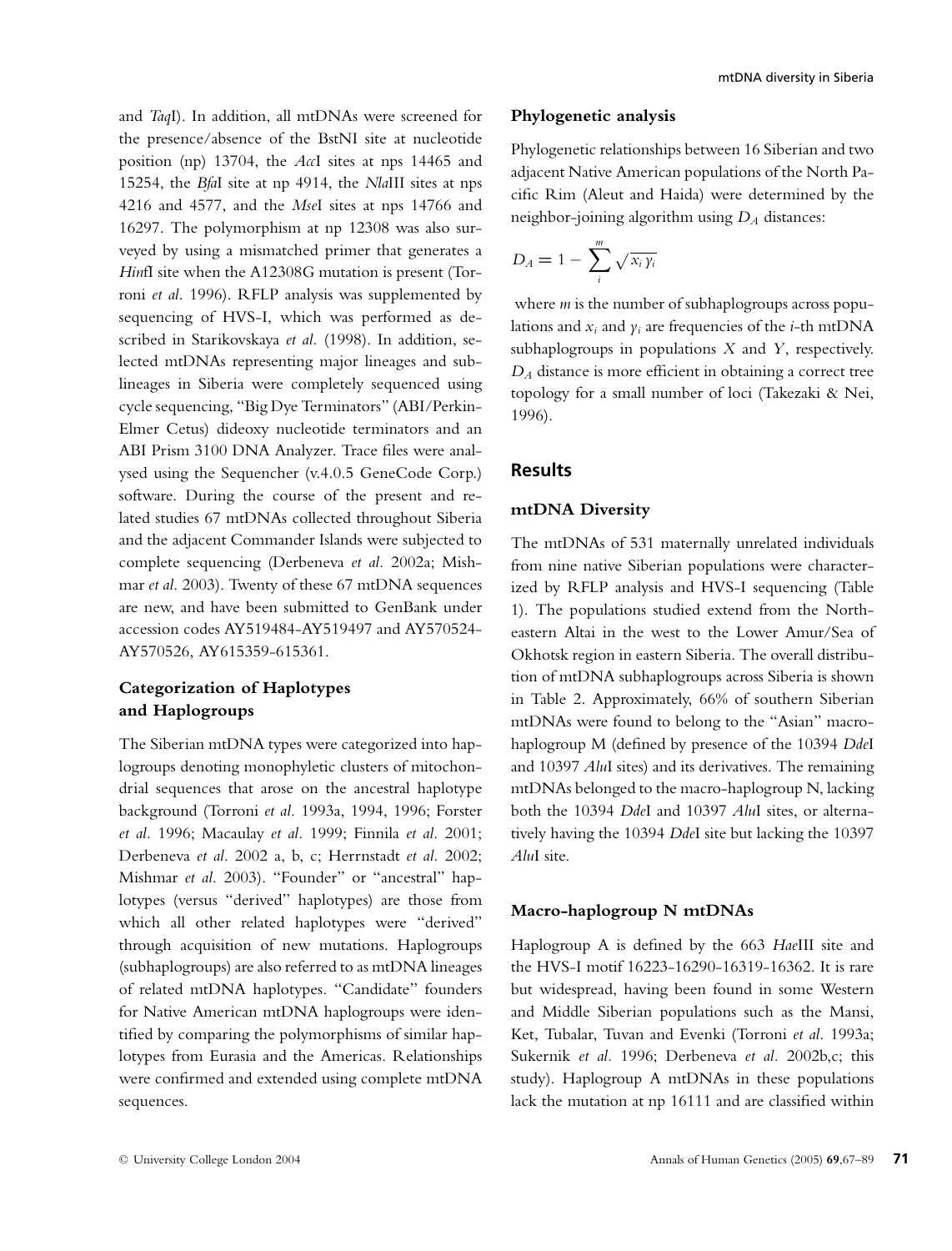and *Taq*I). In addition, all mtDNAs were screened for the presence/absence of the BstNI site at nucleotide position (np) 13704, the *Acc*I sites at nps 14465 and 15254, the *Bfa*I site at np 4914, the *Nla*III sites at nps 4216 and 4577, and the *Mse*I sites at nps 14766 and 16297. The polymorphism at np 12308 was also surveyed by using a mismatched primer that generates a *Hinf*I site when the A12308G mutation is present (Torroni *et al.* 1996). RFLP analysis was supplemented by sequencing of HVS-I, which was performed as described in Starikovskaya *et al.* (1998). In addition, selected mtDNAs representing major lineages and sublineages in Siberia were completely sequenced using cycle sequencing, "Big Dye Terminators" (ABI/Perkin-Elmer Cetus) dideoxy nucleotide terminators and an ABI Prism 3100 DNA Analyzer. Trace files were analysed using the Sequencher (v.4.0.5 GeneCode Corp.) software. During the course of the present and related studies 67 mtDNAs collected throughout Siberia and the adjacent Commander Islands were subjected to complete sequencing (Derbeneva *et al.* 2002a; Mishmar *et al.* 2003). Twenty of these 67 mtDNA sequences are new, and have been submitted to GenBank under accession codes AY519484-AY519497 and AY570524-AY570526, AY615359-615361.

### Categorization of Haplotypes and Haplogroups

The Siberian mtDNA types were categorized into haplogroups denoting monophyletic clusters of mitochondrial sequences that arose on the ancestral haplotype background (Torroni *et al.* 1993a, 1994, 1996; Forster *et al.* 1996; Macaulay *et al.* 1999; Finnila *et al.* 2001; Derbeneva *et al.* 2002 a, b, c; Herrnstadt *et al.* 2002; Mishmar *et al.* 2003). "Founder" or "ancestral" haplotypes (versus "derived" haplotypes) are those from which all other related haplotypes were "derived" through acquisition of new mutations. Haplogroups (subhaplogroups) are also referred to as mtDNA lineages of related mtDNA haplotypes. "Candidate" founders for Native American mtDNA haplogroups were identified by comparing the polymorphisms of similar haplotypes from Eurasia and the Americas. Relationships were confirmed and extended using complete mtDNA sequences.

### Phylogenetic analysis

Phylogenetic relationships between 16 Siberian and two adjacent Native American populations of the North Pacific Rim (Aleut and Haida) were determined by the neighbor-joining algorithm using $D_A$ distances:

$$D_A = 1 - \sum_{i}^{m} \sqrt{x_i y_i}$$

where $m$ is the number of subhaplogroups across populations and $x_i$ and $y_i$ are frequencies of the $i$-th mtDNA subhaplogroups in populations $X$ and $Y$, respectively. $D_A$ distance is more efficient in obtaining a correct tree topology for a small number of loci (Takezaki & Nei, 1996).

## Results

### mtDNA Diversity

The mtDNAs of 531 maternally unrelated individuals from nine native Siberian populations were characterized by RFLP analysis and HVS-I sequencing (Table 1). The populations studied extend from the Northeastern Altai in the west to the Lower Amur/Sea of Okhotsk region in eastern Siberia. The overall distribution of mtDNA subhaplogroups across Siberia is shown in Table 2. Approximately, 66% of southern Siberian mtDNAs were found to belong to the "Asian" macro-haplogroup M (defined by presence of the 10394 *Dde*I and 10397 *Alu*I sites) and its derivatives. The remaining mtDNAs belonged to the macro-haplogroup N, lacking both the 10394 *Dde*I and 10397 *Alu*I sites, or alternatively having the 10394 *Dde*I site but lacking the 10397 *Alu*I site.

### Macro-haplogroup N mtDNAs

Haplogroup A is defined by the 663 *Hae*III site and the HVS-I motif 16223-16290-16319-16362. It is rare but widespread, having been found in some Western and Middle Siberian populations such as the Mansi, Ket, Tubalar, Tuvan and Evenki (Torroni *et al.* 1993a; Sukernik *et al.* 1996; Derbeneva *et al.* 2002b,c; this study). Haplogroup A mtDNAs in these populations lack the mutation at np 16111 and are classified within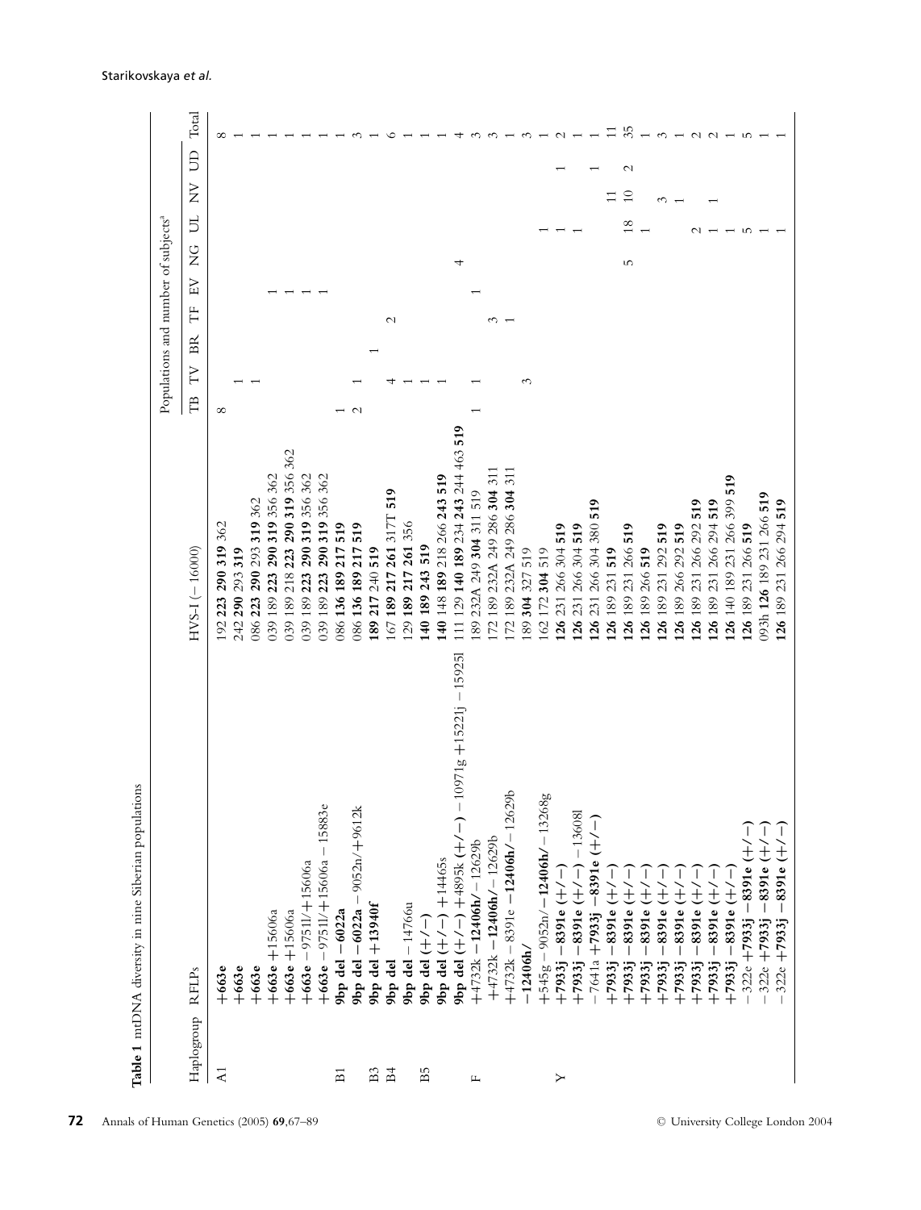**Table 1** mtDNA diversity in nine Siberian populations

| Haplogroup | RFLPs | HVS-I (−16000) | Populations and number of subjects[a] | | | | | | | | | |
|---|---|---|---|---|---|---|---|---|---|---|---|---|
| | | | TB | TV | BR | TF | EV | NG | UL | NV | UD | Total |
| A1 | **+663e** | 192 **223 290 319** 362 | 8 | | | | | | | | | 8 |
| | **+663e** | 242 **290** 293 **319** | | 1 | | | | | | | | 1 |
| | **+663e** | 086 **223 290** 293 **319** 362 | | 1 | | | | | | | | 1 |
| | **+663e** +15606a | 039 189 **223 290 319** 356 362 | | | | | 1 | | | | | 1 |
| | **+663e** +15606a | 039 189 218 **223 290 319** 356 362 | | | | | 1 | | | | | 1 |
| | **+663e** −9751l/+15606a | 039 189 **223 290 319** 356 362 | | | | | 1 | | | | | 1 |
| | **+663e** −9751l/+15606a −15883e | 039 189 **223 290 319** 356 362 | | | | | 1 | | | | | 1 |
| B1 | **9bp del −6022a** | 086 **136 189 217 519** | 1 | | | | | | | | | 1 |
| | **9bp del −6022a** −9052n/+9612k | 086 **136 189 217 519** | 2 | 1 | | | | | | | | 3 |
| B3 | **9bp del +13940f** | **189 217** 240 **519** | | | 1 | | | | | | | 1 |
| B4 | **9bp del** | 167 **189 217 261** 317T **519** | 4 | | | 2 | | | | | | 6 |
| | **9bp del** −14766u | 129 **189 217 261** 356 | | 1 | | | | | | | | 1 |
| B5 | **9bp del** (+/−) | **140 189 243 519** | | 1 | | | | | | | | 1 |
| | **9bp del** (+/−) +14465s | **140** 148 **189** 218 266 **243 519** | | 1 | | | | | | | | 1 |
| | **9bp del** (+/−) +4895k (+/−) −10971g +15221j −15925l | 111 129 **140 189** 234 **243** 244 463 **519** | | | | | | 4 | | | | 4 |
| F | +4732k **−12406h**/−12629b | 189 232A 249 **304** 311 519 | 1 | 1 | | | 1 | | | | | 3 |
| | +4732k **−12406h**/−12629b | 172 189 232A 249 286 **304** 311 | | | | 3 | | | | | | 3 |
| | +4732k −8391e **−12406h**/−12629b | 172 189 232A 249 286 **304** 311 | | | | 1 | | | | | | 1 |
| | **−12406h**/ | 189 **304** 327 519 | | 3 | | | | | | | | 3 |
| | +545g −9052n/**−12406h**/−13268g | 162 172 **304** 519 | | | | | | | 1 | | | 1 |
| Y | **+7933j −8391e** (+/−) | **126** 231 266 304 **519** | | | | | | | 1 | | 1 | 2 |
| | **+7933j −8391e** (+/−) −13608l | **126** 231 266 304 **519** | | | | | | | 1 | | | 1 |
| | −7641a **+7933j −8391e** (+/−) | **126** 231 266 304 380 **519** | | | | | | | | | 1 | 1 |
| | **+7933j −8391e** (+/−) | **126** 189 231 **519** | | | | | | | | 11 | | 11 |
| | **+7933j −8391e** (+/−) | **126** 189 231 266 **519** | | | | | | 5 | 18 | 10 | 2 | 35 |
| | **+7933j −8391e** (+/−) | **126** 189 266 **519** | | | | | | | 1 | | | 1 |
| | **+7933j −8391e** (+/−) | **126** 189 231 292 **519** | | | | | | | | 3 | | 3 |
| | **+7933j −8391e** (+/−) | **126** 189 266 292 **519** | | | | | | | | 1 | | 1 |
| | **+7933j −8391e** (+/−) | **126** 189 231 266 292 **519** | | | | | | | 2 | | | 2 |
| | **+7933j −8391e** (+/−) | **126** 189 231 266 294 **519** | | | | | | | 1 | 1 | | 2 |
| | **+7933j −8391e** (+/−) | **126** 140 189 231 266 399 **519** | | | | | | | 1 | | | 1 |
| | −322e **+7933j −8391e** (+/−) | **126** 189 231 266 **519** | | | | | | | 5 | | | 5 |
| | −322e **+7933j −8391e** (+/−) | 093h **126** 189 231 266 **519** | | | | | | | 1 | | | 1 |
| | −322e **+7933j −8391e** (+/−) | **126** 189 231 266 294 **519** | | | | | | | 1 | | | 1 |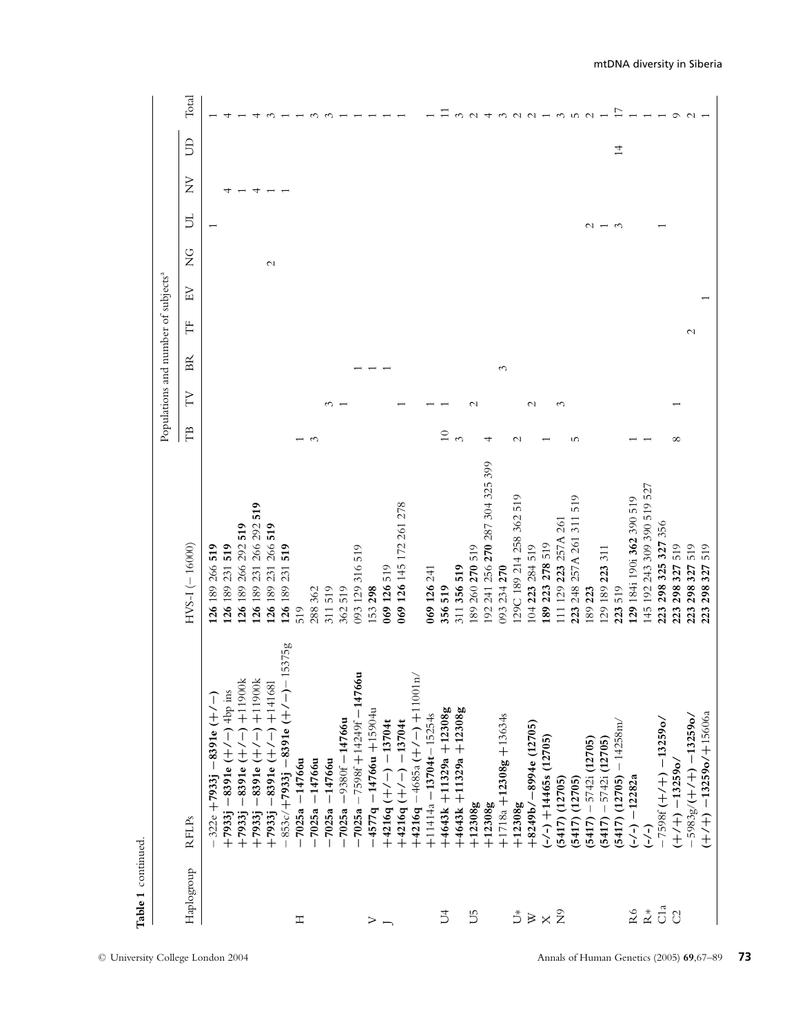**Table 1** continued.

| Haplogroup | RFLPs | HVS-I (−16000) | TB | TV | BR | TF | EV | NG | UL | NV | UD | Total |
|---|---|---|---|---|---|---|---|---|---|---|---|---|
| | −322e +**7933j** −**8391e (+/−)** | **126** 189 266 **519** | | | | | | | 1 | | | 1 |
| | **+7933j −8391e (+/−)** 4bp ins | **126** 189 231 **519** | | | | | | | | 4 | | 4 |
| | **+7933j −8391e (+/−)** +11900k | **126** 189 266 292 **519** | | | | | | | | 1 | | 1 |
| | **+7933j −8391e (+/−)** +11900k | **126** 189 231 266 292 **519** | | | | | | | | 4 | | 4 |
| | **+7933j −8391e (+/−)** +14168l | **126** 189 231 266 **519** | | | | | | 2 | | 1 | | 3 |
| | −853c/**+7933j −8391e (+/−)** − 15375g | **126** 189 231 **519** | | | | | | | | 1 | | 1 |
| H | **−7025a −14766u** | 519 | 1 | | | | | | | | | 1 |
| | **−7025a −14766u** | 288 362 | 3 | | | | | | | | | 3 |
| | **−7025a −14766u** | 311 519 | | 3 | | | | | | | | 3 |
| | **−7025a** −9380f **−14766u** | 362 519 | | 1 | | | | | | | | 1 |
| | **−7025a** −7598f +14249f **−14766u** | 093 129 316 519 | | | 1 | | | | | | | 1 |
| V | **−4577q −14766u** +15904u | 153 **298** | | | 1 | | | | | | | 1 |
| J | **+4216q (+/−) −13704t** | **069 126** 519 | | | 1 | | | | | | | 1 |
| | **+4216q (+/−) −13704t** | **069 126** 145 172 261 278 | | 1 | | | | | | | | 1 |
| | **+4216q** −4685a (+/−) +11001n/ +11414a **−13704t**−15254s | **069 126** 241 | | 1 | | | | | | | | 1 |
| U4 | **+4643k +11329a +12308g** | **356 519** | 10 | 1 | | | | | | | | 11 |
| | **+4643k +11329a +12308g** | 311 **356 519** | 3 | | | | | | | | | 3 |
| U5 | **+12308g** | 189 260 **270** 519 | | 2 | | | | | | | | 2 |
| | **+12308g** | 192 241 256 **270** 287 304 325 399 | 4 | | | | | | | | | 4 |
| | +1718a **+12308g** +13634s | 093 234 **270** | | | 3 | | | | | | | 3 |
| U* | **+12308g** | 129C 189 214 258 362 519 | 2 | | | | | | | | | 2 |
| W | **+8249b/−8994e (12705)** | 104 **223** 284 519 | | 2 | | | | | | | | 2 |
| X | **(−/−) +14465s (12705)** | **189 223 278** 519 | 1 | | | | | | | | | 1 |
| N9 | **(5417) (12705)** | 111 129 **223** 257A 261 | | 3 | | | | | | | | 3 |
| | **(5417) (12705)** | **223** 248 257A 261 311 519 | 5 | | | | | | | | | 5 |
| | **(5417)** − 5742i **(12705)** | 189 **223** | | | | | | | 2 | | | 2 |
| | **(5417)** − 5742i **(12705)** | 129 189 **223** 311 | | | | | | | 1 | | | 1 |
| | **(5417) (12705)** − 14258m/ | **223** 519 | | | | | | | 3 | | 14 | 17 |
| R6 | **(−/−) −12282a** | **129** 184i 190i **362** 390 519 | 1 | | | | | | | | | 1 |
| R* | **(−/−)** | 145 192 243 309 390 390 519 527 | 1 | | | | | | | | | 1 |
| C1a | −7598f **(+/+) −13259o/** | **223 298 325 327** 356 | | | | | | | 1 | | | 1 |
| C2 | **(+/+) −13259o/** | **223 298 327** 519 | 8 | 1 | | | | | | | | 9 |
| | −5983g/**(+/+) −13259o/** | **223 298 327** 519 | | | | 2 | | | | | | 2 |
| | **(+/+) −13259o/**+15606a | **223 298 327** 519 | | | | | 1 | | | | | 1 |

Populations and number of subjects[a]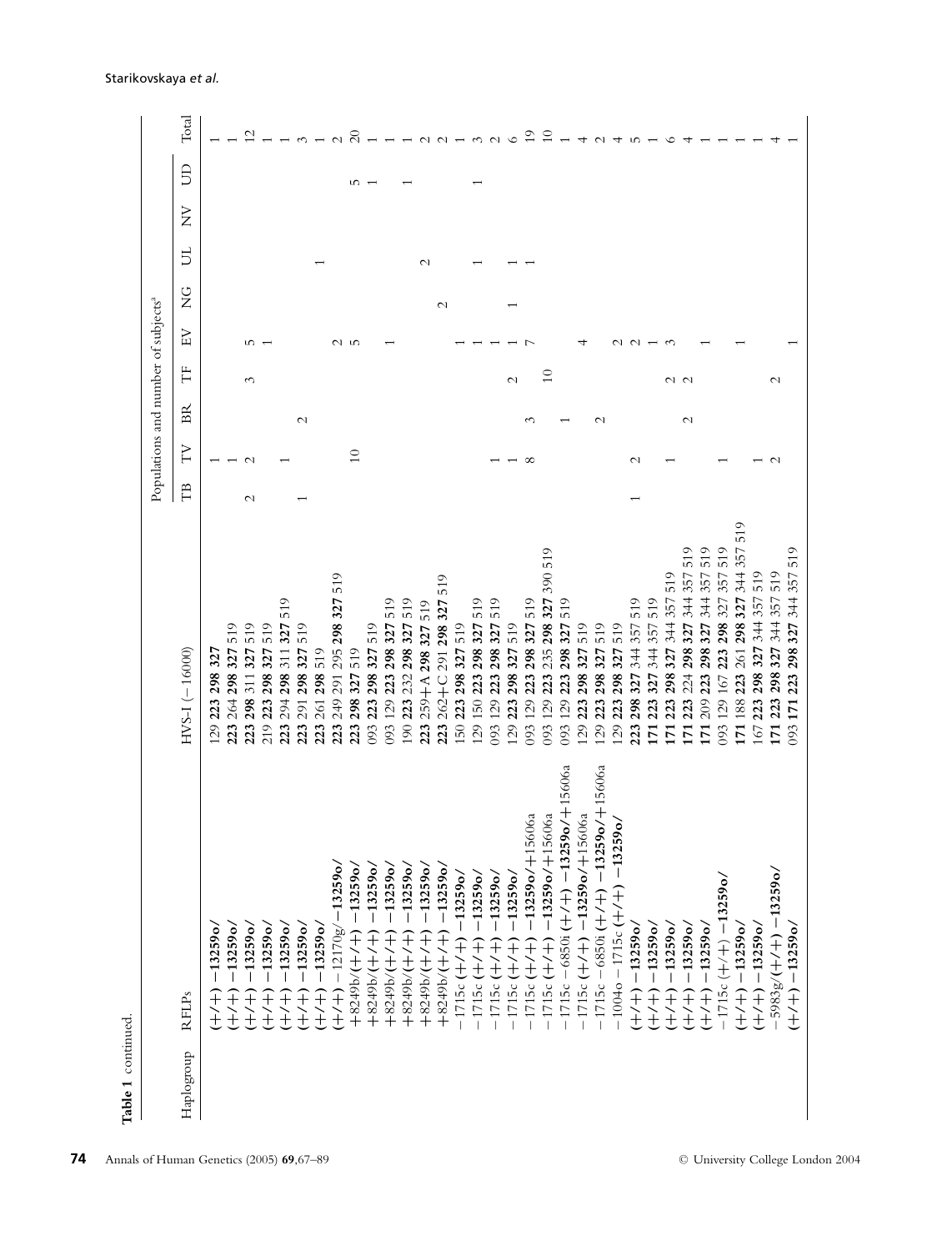**Table 1** continued.

| Haplogroup | RFLPs | HVS-I (−16000) | TB | TV | BR | TF | EV | NG | UL | NV | UD | Total |
|---|---|---|---|---|---|---|---|---|---|---|---|---|
| | | | Populations and number of subjects[a] | | | | | | | | | |
| | **(+/+) −13259o/** | 129 **223 298 327** | | 1 | | | | | | | | 1 |
| | **(+/+) −13259o/** | **223** 264 **298 327** 519 | | 1 | | | | | | | | 1 |
| | **(+/+) −13259o/** | **223 298** 311 **327** 519 | 2 | 2 | | 3 | 5 | | | | | 12 |
| | **(+/+) −13259o/** | 219 **223 298 327** 519 | | | | | 1 | | | | | 1 |
| | **(+/+) −13259o/** | **223** 294 **298** 311 **327** 519 | | 1 | | | | | | | | 1 |
| | **(+/+) −13259o/** | **223** 291 **298 327** 519 | 1 | | 2 | | | | | | | 3 |
| | **(+/+) −13259o/** | **223** 261 **298** 519 | | | | | | | 1 | | | 1 |
| | **(+/+)** −12170g/**−13259o/** | **223** 249 291 295 **298 327** 519 | | | | | 2 | | | | | 2 |
| | **+8249b/(+/+) −13259o/** | **223 298 327** 519 | | 10 | | | 5 | | | | 5 | 20 |
| | **+8249b/(+/+) −13259o/** | 093 **223 298 327** 519 | | | | | | | | | 1 | 1 |
| | **+8249b/(+/+) −13259o/** | 093 129 **223 298 327** 519 | | | | | 1 | | | | | 1 |
| | **+8249b/(+/+) −13259o/** | 190 **223** 232 **298 327** 519 | | | | | | | | | 1 | 1 |
| | **+8249b/(+/+) −13259o/** | **223** 259+A **298 327** 519 | | | | | | | 2 | | | 2 |
| | **+8249b/(+/+) −13259o/** | **223** 262+C 291 **298 327** 519 | | | | | | 2 | | | | 2 |
| | −1715c **(+/+) −13259o/** | 150 **223 298 327** 519 | | | | | 1 | | | | | 1 |
| | −1715c **(+/+) −13259o/** | 129 150 **223 298 327** 519 | | | | | 1 | | 1 | | 1 | 3 |
| | −1715c **(+/+) −13259o/** | 093 129 **223 298 327** 519 | | 1 | | | 1 | | | | | 2 |
| | −1715c **(+/+) −13259o/** | 129 **223 298 327** 519 | | 1 | | 2 | 1 | 1 | 1 | | | 6 |
| | −1715c **(+/+) −13259o/**+15606a | 093 129 **223 298 327** 519 | | 8 | 3 | | 7 | | 1 | | | 19 |
| | −1715c **(+/+) −13259o/**+15606a | 093 129 **223** 235 **298 327** 390 519 | | | | 10 | | | | | | 10 |
| | −1715c − 6850i **(+/+) −13259o/**+15606a | 093 129 **223 298 327** 519 | | | 1 | | | | | | | 1 |
| | −1715c **(+/+) −13259o/**+15606a | 129 **223 298 327** 519 | | | | | 4 | | | | | 4 |
| | −1715c − 6850i **(+/+) −13259o/**+15606a | 129 **223 298 327** 519 | | | 2 | | | | | | | 2 |
| | −1004o − 1715c **(+/+) −13259o/** | 129 **223 298 327** 519 | | | | | 2 | | | | | 4 |
| | **(+/+) −13259o/** | **223 298 327** 344 357 519 | 1 | 2 | | | 2 | | | | | 5 |
| | **(+/+) −13259o/** | **171 223 327** 344 357 519 | | | | | 1 | | | | | 1 |
| | **(+/+) −13259o/** | **171 223 298 327** 344 357 519 | | 1 | | 2 | 3 | | | | | 6 |
| | **(+/+) −13259o/** | **171 223** 224 **298 327** 344 357 519 | | | 2 | 2 | | | | | | 4 |
| | **(+/+) −13259o/** | **171** 209 **223 298 327** 344 357 519 | | | | | 1 | | | | | 1 |
| | −1715c **(+/+) −13259o/** | 093 129 167 **223 298** 327 357 519 | | 1 | | | | | | | | 1 |
| | **(+/+) −13259o/** | **171** 188 **223** 261 **298 327** 344 357 519 | | | | | 1 | | | | | 1 |
| | **(+/+) −13259o/** | 167 **223 298 327** 344 357 519 | | 1 | | | | | | | | 1 |
| | −5983g/**(+/+) −13259o/** | **171 223 298 327** 344 357 519 | | 2 | | 2 | | | | | | 4 |
| | **(+/+) −13259o/** | 093 **171 223 298 327** 344 357 519 | | | | | 1 | | | | | 1 |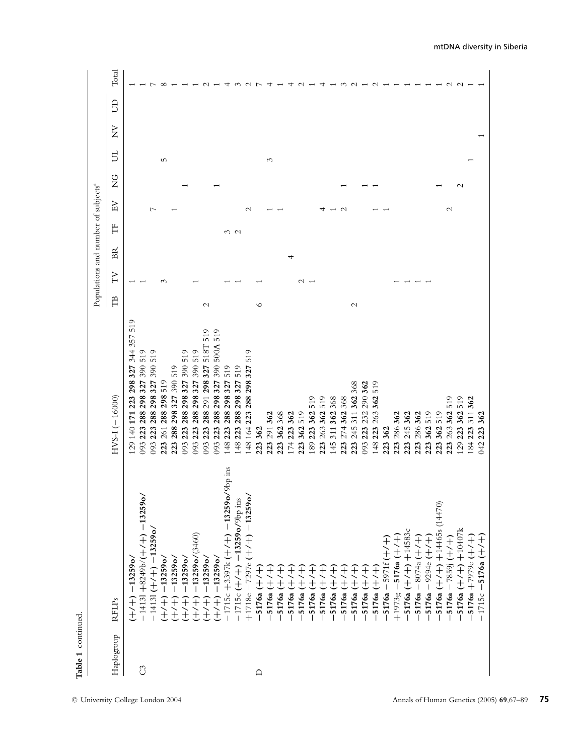**Table 1** continued.

| Haplogroup | RFLPs | HVS-I (−16000) | Populations and number of subjects[a] | | | | | | | | | Total |
|---|---|---|---|---|---|---|---|---|---|---|---|---|
| | | | TB | TV | BR | TF | EV | NG | UL | NV | UD | |
| | (+/+) **−13259o/** | 129 140 **171 223 298 327** 344 357 519 | | 1 | | | | | | | | 1 |
| C3 | −14131 +8249b/(+/+) **−13259o/** | 093 **223 288 298 327** 390 519 | | 1 | | | | | | | | 1 |
| | −14131 (+/+) **−13259o/** | 093 **223 288 298 327** 390 519 | | | | | 7 | | | | | 7 |
| | (+/+) **−13259o/** | **223** 261 **288 298** 519 | | 3 | | | | | 5 | | | 8 |
| | (+/+) **−13259o/** | **223 288 298 327** 390 519 | | | | | 1 | | | | | 1 |
| | (+/+) **−13259o/** | 093 **223 288 298 327** 390 519 | | | | | | 1 | | | | 1 |
| | (+/+) **−13259o/**(3460) | 093 **223 288 298 327** 390 519 | | 1 | | | | | | | | 1 |
| | (+/+) **−13259o/** | 093 **223 288** 291 **298 327** 518T 519 | 2 | | | | | | | | | 2 |
| | (+/+) **−13259o/** | 093 **223 288 298 327** 390 500A 519 | | | | | | 1 | | | | 1 |
| | −1715c +3397k (+/+) **−13259o/**9bp ins | 148 **223 288 298 327** 519 | | 1 | | 3 | | | | | | 4 |
| | −1715c (+/+) **−13259o/**9bp ins | 148 **223 288 298 327** 519 | | 1 | | 2 | | | | | | 3 |
| | +1718e −7297e (+/+) **−13259o/** | 148 164 **223 288 298 327** 519 | | | | | 2 | | | | | 2 |
| D | **−5176a** (+/+) | **223 362** | 6 | 1 | | | | | | | | 7 |
| | **−5176a** (+/+) | **223** 291 **362** | | | | | 1 | | 3 | | | 4 |
| | **−5176a** (+/+) | **223 362** 368 | | | | | 1 | | | | | 1 |
| | **−5176a** (+/+) | 174 **223 362** | | | 4 | | | | | | | 4 |
| | **−5176a** (+/+) | **223 362** 519 | | 2 | | | | | | | | 2 |
| | **−5176a** (+/+) | 189 **223 362** 519 | | 1 | | | | | | | | 1 |
| | **−5176a** (+/+) | **223** 263 **362** 519 | | | | | 4 | | | | | 4 |
| | **−5176a** (+/+) | 145 311 **362** 368 | | | | | 1 | | | | | 1 |
| | **−5176a** (+/+) | **223** 274 **362** 368 | | | | | 2 | 1 | | | | 3 |
| | **−5176a** (+/+) | **223** 245 311 **362** 368 | 2 | | | | | | | | | 2 |
| | **−5176a** (+/+) | 093 **223** 232 290 **362** | | | | | | 1 | | | | 1 |
| | **−5176a** (+/+) | 148 **223** 263 **362** 519 | | | | | 1 | 1 | | | | 2 |
| | **−5176a** − 5971f (+/+) | **223 362** | | | | | 1 | | | | | 1 |
| | +1973g **−5176a** (+/+) | **223** 286 **362** | | 1 | | | | | | | | 1 |
| | **−5176a** (+/+) +14583c | **223** 245 **362** | | 1 | | | | | | | | 1 |
| | **−5176a** − 8074a (+/+) | **223** 286 **362** | | 1 | | | | | | | | 1 |
| | **−5176a** − 9294e (+/+) | **223 362** 519 | | 1 | | | | | | | | 1 |
| | **−5176a** (+/+) +14465s (14470) | **223 362** 519 | | | | | | 1 | | | | 1 |
| | **−5176a** − 7859j (+/+) | **223** 263 **362** 519 | | | | | 2 | | | | | 2 |
| | **−5176a** (+/+) +10407k | 129 **223 362** 519 | | | | | | 2 | | | | 2 |
| | **−5176a** +7979e (+/+) | 184 **223** 311 **362** | | | | | | | 1 | | | 1 |
| | −1715c **−5176a** (+/+) | 042 **223 362** | | | | | | | | 1 | | 1 |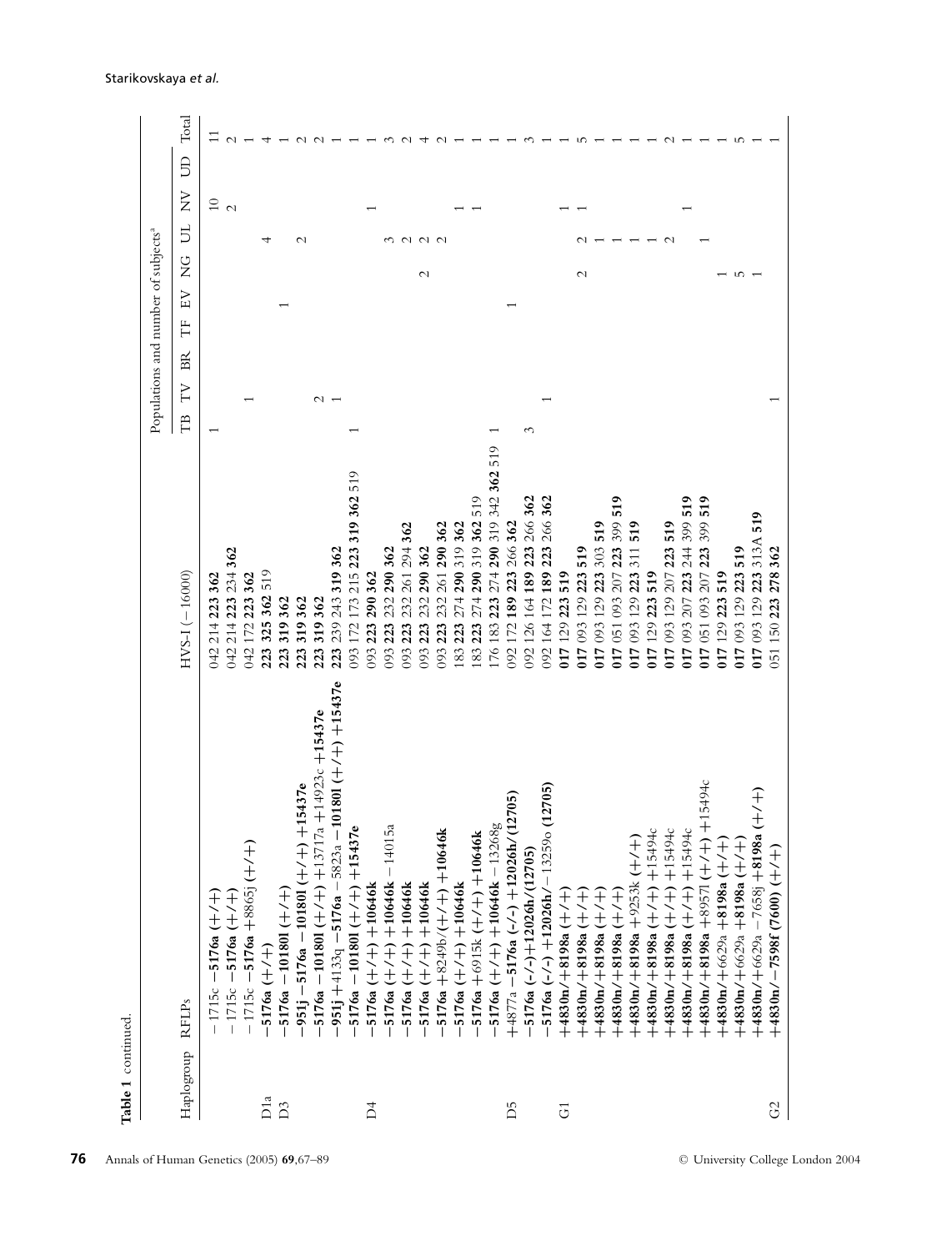**Table 1** continued.

| Haplogroup | RFLPs | HVS-I (−16000) | TB | TV | BR | TF | EV | NG | UL | NV | UD | Total |
|---|---|---|---|---|---|---|---|---|---|---|---|---|
| | −1715c **−5176a (+/+)** | 042 214 **223 362** | 1 | | | | | | | 10 | | 11 |
| | −1715c **−5176a (+/+)** | 042 214 **223** 234 **362** | | | | | | | | 2 | | 2 |
| | −1715c **−5176a** +8865j **(+/+)** | 042 172 **223 362** | | 1 | | | | | | | | 1 |
| D1a | **−5176a (+/+)** | **223** 325 **362** 519 | | | | | | | 4 | | | 4 |
| D3 | **−5176a −10180l (+/+)** | **223 319 362** | | | | | 1 | | | | | 1 |
| | **−951j −5176a −10180l (+/+) +15437e** | **223 319 362** | | | | | | | 2 | | | 2 |
| | **−5176a −10180l (+/+)** +13717a +14923c **+15437e** | **223 319 362** | | 2 | | | | | | | | 2 |
| | **−951j** +4133q **−5176a** −5823a **−10180l (+/+) +15437e** | **223** 239 243 **319 362** | | 1 | | | | | | | | 1 |
| | **−5176a −10180l (+/+) +15437e** | 093 172 173 215 **223 319 362** 519 | 1 | | | | | | | | | 1 |
| D4 | **−5176a (+/+) +10646k** | 093 **223 290 362** | | | | | | | | 1 | | 1 |
| | **−5176a (+/+) +10646k** −14015a | 093 **223** 232 **290 362** | | | | | | | 3 | | | 3 |
| | **−5176a (+/+) +10646k** | 093 **223** 232 261 294 **362** | | | | | | | 2 | | | 2 |
| | **−5176a (+/+) +10646k** | 093 **223** 232 **290 362** | | | | | | 2 | 2 | | | 4 |
| | **−5176a** +8249b/**(+/+) +10646k** | 093 **223** 232 261 **290 362** | | | | | | | 2 | | | 2 |
| | **−5176a (+/+) +10646k** | 183 **223** 274 **290** 319 **362** | | | | | | | | 1 | | 1 |
| | **−5176a** +6915k **(+/+) +10646k** | 183 **223** 274 **290** 319 **362** 519 | | | | | | | | 1 | | 1 |
| | **−5176a (+/+) +10646k** −13268g | 176 183 **223** 274 **290** 319 342 **362** 519 | 1 | | | | | | | | | 1 |
| D5 | +4877a **−5176a (-/-) +12026h/(12705)** | 092 172 **189 223** 266 **362** | | | | | 1 | | | | | 1 |
| | **−5176a (-/-)+12026h/(12705)** | 092 126 164 **189 223** 266 **362** | 3 | | | | | | | | | 3 |
| | **−5176a (-/-) +12026h/**−13259o **(12705)** | 092 164 172 **189 223** 266 **362** | | 1 | | | | | | | | 1 |
| G1 | **+4830n/+8198a (+/+)** | **017** 129 **223 519** | | | | | | | | 1 | | 1 |
| | **+4830n/+8198a (+/+)** | **017** 093 129 **223 519** | | | | | | 2 | 2 | 1 | | 5 |
| | **+4830n/+8198a (+/+)** | **017** 093 129 **223** 303 **519** | | | | | | | 1 | | | 1 |
| | **+4830n/+8198a (+/+)** | **017** 051 093 207 **223** 399 **519** | | | | | | | 1 | | | 1 |
| | **+4830n/+8198a** +9253k **(+/+)** | **017** 093 129 **223** 311 **519** | | | | | | | 1 | | | 1 |
| | **+4830n/+8198a (+/+)** +15494c | **017** 129 **223 519** | | | | | | | 1 | | | 1 |
| | **+4830n/+8198a (+/+)** +15494c | **017** 093 129 207 **223 519** | | | | | | | 2 | | | 2 |
| | **+4830n/+8198a (+/+)** +15494c | **017** 093 207 **223** 244 399 **519** | | | | | | | | 1 | | 1 |
| | **+4830n/+8198a** +8957l **(+/+)** +15494c | **017** 051 093 207 **223** 399 **519** | | | | | | | 1 | | | 1 |
| | **+4830n/**+6629a **+8198a (+/+)** | **017** 129 **223 519** | | | | | | 1 | | | | 1 |
| | **+4830n/**+6629a **+8198a (+/+)** | **017** 093 129 **223 519** | | | | | | 5 | | | | 5 |
| | **+4830n/**+6629a −7658j **+8198a (+/+)** | **017** 093 129 **223** 313A **519** | | | | | | 1 | | | | 1 |
| G2 | **+4830n/−7598f (7600) (+/+)** | 051 150 **223 278 362** | 1 | | | | | | | | | 1 |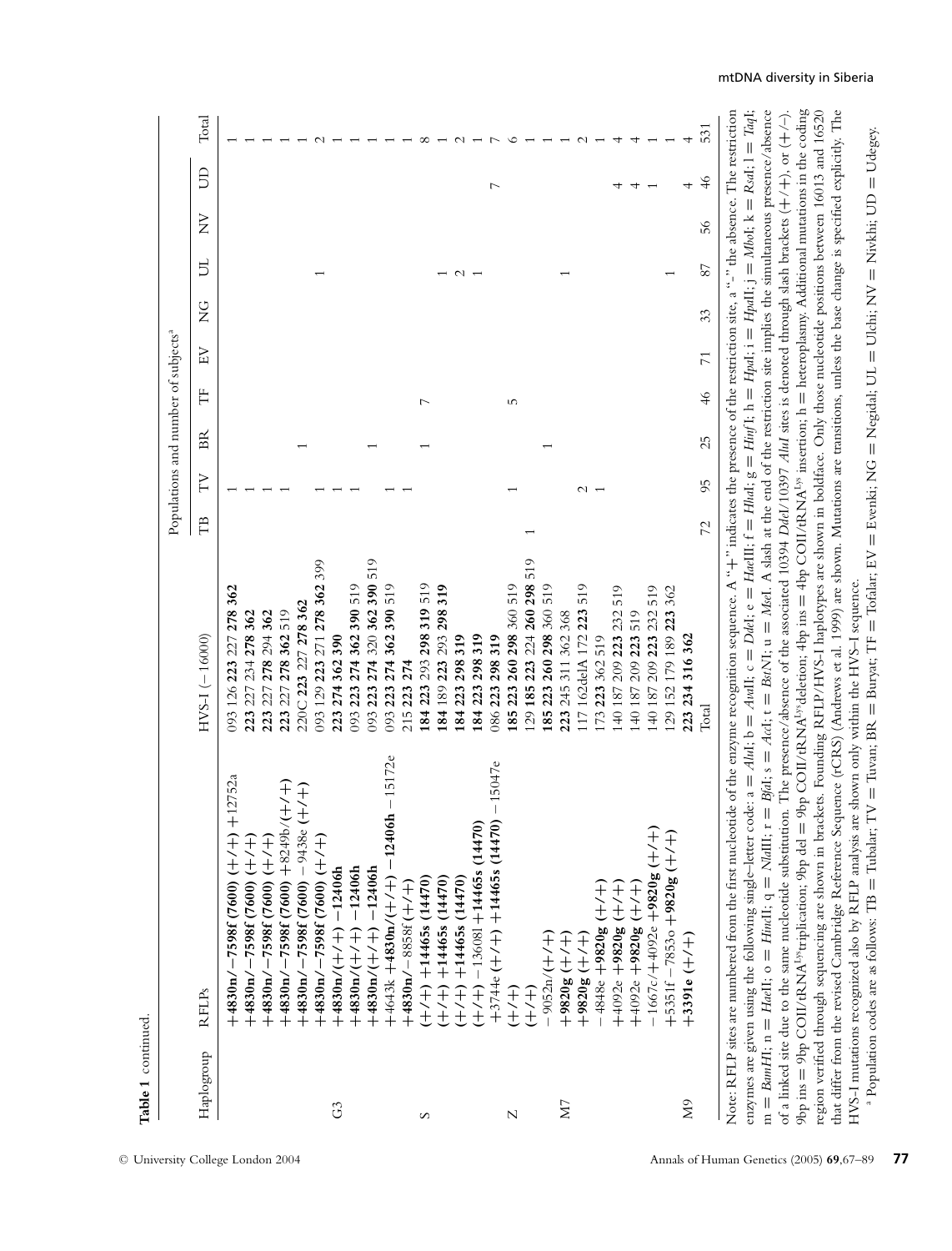**Table 1** continued.

| Haplogroup | RFLPs | HVS-I (−16000) | TB | TV | BR | TF | EV | NG | UL | NV | UD | Total |
|---|---|---|---|---|---|---|---|---|---|---|---|---|
| | **+4830n/−7598f (7600) (+/+)** +12752a | 093 126 **223** 227 **278 362** | | 1 | | | | | | | | 1 |
| | **+4830n/−7598f (7600) (+/+)** | **223** 227 234 **278 362** | | 1 | | | | | | | | 1 |
| | **+4830n/−7598f (7600) (+/+)** | **223** 227 **278** 294 **362** | | 1 | | | | | | | | 1 |
| | **+4830n/−7598f (7600)** +8249b/**(+/+)** | **223** 227 **278 362** 519 | | 1 | | | | | | | | 1 |
| | **+4830n/−7598f (7600)** −9438e **(+/+)** | 220C **223** 227 **278 362** | | | 1 | | | | | | | 1 |
| | **+4830n/−7598f (7600) (+/+)** | 093 129 **223** 271 **278 362** 399 | | 1 | | | | | 1 | | | 2 |
| G3 | **+4830n/(+/+) −12406h** | **223 274 362 390** | | 1 | | | | | | | | 1 |
| | **+4830n/(+/+) −12406h** | 093 **223 274 362 390** 519 | | 1 | | | | | | | | 1 |
| | **+4830n/(+/+) −12406h** | 093 **223 274** 320 **362 390** 519 | | | 1 | | | | | | | 1 |
| | +4643k **+4830n/(+/+) −12406h** −15172e | 093 **223 274 362 390** 519 | | 1 | | | | | | | | 1 |
| | **+4830n/**−8858f **(+/+)** | 215 **223 274** | | 1 | | | | | | | | 1 |
| S | **(+/+) +14465s (14470)** | **184 223** 293 **298 319** 519 | | | 1 | 7 | | | | | | 8 |
| | **(+/+) +14465s (14470)** | **184** 189 **223** 293 **298 319** | | | | | | | 1 | | | 1 |
| | **(+/+) +14465s (14470)** | **184 223 298 319** | | | | | | | 2 | | | 2 |
| | **(+/+)** −13608l **+14465s (14470)** | **184 223 298 319** | | | | | | | 1 | | | 1 |
| | +3744e **(+/+) +14465s (14470)** −15047e | 086 **223 298 319** | | | | | | | | | 7 | 7 |
| Z | **(+/+)** | **185 223 260 298** 360 519 | | 1 | | 5 | | | | | | 6 |
| | **(+/+)** | 129 **185 223** 224 **260 298** 519 | 1 | | | | | | | | | 1 |
| | −9052n/**(+/+)** | **185 223 260 298** 360 519 | | | 1 | | | | | | | 1 |
| M7 | **+9820g (+/+)** | **223** 245 311 362 368 | | | | | | | 1 | | | 1 |
| | **+9820g (+/+)** | 117 162delA 172 **223** 519 | | 2 | | | | | | | | 2 |
| | −4848e **+9820g (+/+)** | 173 **223** 362 519 | | 1 | | | | | | | | 1 |
| | +4092e **+9820g (+/+)** | 140 187 209 **223** 232 519 | | | | | | | | | 4 | 4 |
| | +4092e **+9820g (+/+)** | 140 187 209 **223** 519 | | | | | | | | | 4 | 4 |
| | −1667c/+4092e **+9820g (+/+)** | 140 187 209 **223** 232 519 | | | | | | | | | 1 | 1 |
| | +5351f −7853o **+9820g (+/+)** | 129 152 179 189 **223** 362 | | | | | | | 1 | | | 1 |
| M9 | **+3391e (+/+)** | **223 234 316 362** | | | | | | | | | 4 | 4 |
| | | Total | 72 | 95 | 25 | 46 | 71 | 33 | 87 | 56 | 46 | 531 |

Populations and number of subjects[a]

Note: RFLP sites are numbered from the first nucleotide of the enzyme recognition sequence. A "+" indicates the presence of the restriction site, a "-" the absence. The restriction enzymes are given using the following single-letter code: a = *Alu*I; b = *Ava*II; c = *Dde*I; e = *Hae*III; f = *Hha*I; g = *Hinf*I; h = *Hpa*I; i = *Hpa*II; j = *Mbo*I; k = *Rsa*I; l = *Taq*I; m = *Bam*HI; n = *Hae*II; o = *Hinc*II; q = *Nla*III; r = *Bfa*I; s = *Acc*I; t = *Bst*NI; u = *Mse*I. A slash at the end of the restriction site implies the simultaneous presence/absence of a linked site due to the same nucleotide substitution. The presence/absence of the associated 10394 *Dde*I/10397 *Alu*I sites is denoted through slash brackets (+/+), or (+/−). 9bp ins = 9bp COII/tRNA[Lys]triplication; 9bp del = 9bp COII/tRNA[Lys]deletion; 4bp ins = 4bp COII/tRNA[Lys] insertion; h = heteroplasmy. Additional mutations in the coding region verified through sequencing are shown in brackets. Founding RFLP/HVS-I haplotypes are shown in boldface. Only those nucleotide positions between 16013 and 16520 that differ from the revised Cambridge Reference Sequence (rCRS) (Andrews et al. 1999) are shown. Mutations are transitions, unless the base change is specified explicitly. The HVS-I mutations recognized also by RFLP analysis are shown only within the HVS-I sequence.

[a] Population codes are as follows: TB = Tubalar; TV = Tuvan; BR = Buryat; TF = Tofalar; EV = Evenki; NG = Negidal; UL = Ulchi; NV = Nivkhi; UD = Udegey.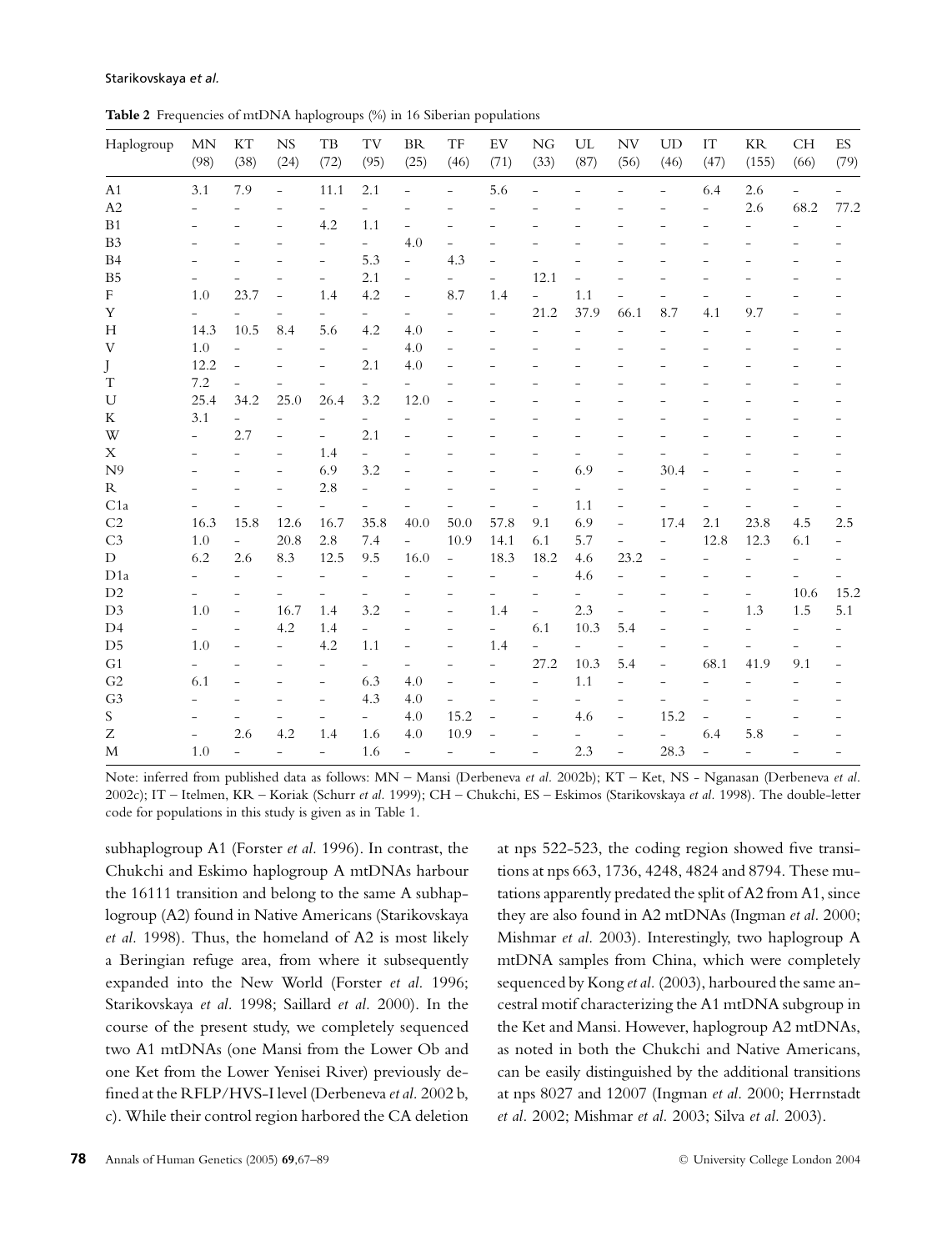**Table 2** Frequencies of mtDNA haplogroups (%) in 16 Siberian populations

| Haplogroup | MN (98) | KT (38) | NS (24) | TB (72) | TV (95) | BR (25) | TF (46) | EV (71) | NG (33) | UL (87) | NV (56) | UD (46) | IT (47) | KR (155) | CH (66) | ES (79) |
|---|---|---|---|---|---|---|---|---|---|---|---|---|---|---|---|---|
| A1 | 3.1 | 7.9 | – | 11.1 | 2.1 | – | – | 5.6 | – | – | – | – | 6.4 | 2.6 | – | – |
| A2 | – | – | – | – | – | – | – | – | – | – | – | – | – | 2.6 | 68.2 | 77.2 |
| B1 | – | – | – | 4.2 | 1.1 | – | – | – | – | – | – | – | – | – | – | – |
| B3 | – | – | – | – | – | 4.0 | – | – | – | – | – | – | – | – | – | – |
| B4 | – | – | – | – | 5.3 | – | 4.3 | – | – | – | – | – | – | – | – | – |
| B5 | – | – | – | – | 2.1 | – | – | – | 12.1 | – | – | – | – | – | – | – |
| F | 1.0 | 23.7 | – | 1.4 | 4.2 | – | 8.7 | 1.4 | – | 1.1 | – | – | – | – | – | – |
| Y | – | – | – | – | – | – | – | – | 21.2 | 37.9 | 66.1 | 8.7 | 4.1 | 9.7 | – | – |
| H | 14.3 | 10.5 | 8.4 | 5.6 | 4.2 | 4.0 | – | – | – | – | – | – | – | – | – | – |
| V | 1.0 | – | – | – | – | 4.0 | – | – | – | – | – | – | – | – | – | – |
| J | 12.2 | – | – | – | 2.1 | 4.0 | – | – | – | – | – | – | – | – | – | – |
| T | 7.2 | – | – | – | – | – | – | – | – | – | – | – | – | – | – | – |
| U | 25.4 | 34.2 | 25.0 | 26.4 | 3.2 | 12.0 | – | – | – | – | – | – | – | – | – | – |
| K | 3.1 | – | – | – | – | – | – | – | – | – | – | – | – | – | – | – |
| W | – | 2.7 | – | – | 2.1 | – | – | – | – | – | – | – | – | – | – | – |
| X | – | – | – | 1.4 | – | – | – | – | – | – | – | – | – | – | – | – |
| N9 | – | – | – | 6.9 | 3.2 | – | – | – | – | 6.9 | – | 30.4 | – | – | – | – |
| R | – | – | – | 2.8 | – | – | – | – | – | – | – | – | – | – | – | – |
| C1a | – | – | – | – | – | – | – | – | – | 1.1 | – | – | – | – | – | – |
| C2 | 16.3 | 15.8 | 12.6 | 16.7 | 35.8 | 40.0 | 50.0 | 57.8 | 9.1 | 6.9 | – | 17.4 | 2.1 | 23.8 | 4.5 | 2.5 |
| C3 | 1.0 | – | 20.8 | 2.8 | 7.4 | – | 10.9 | 14.1 | 6.1 | 5.7 | – | – | 12.8 | 12.3 | 6.1 | – |
| D | 6.2 | 2.6 | 8.3 | 12.5 | 9.5 | 16.0 | – | 18.3 | 18.2 | 4.6 | 23.2 | – | – | – | – | – |
| D1a | – | – | – | – | – | – | – | – | – | 4.6 | – | – | – | – | – | – |
| D2 | – | – | – | – | – | – | – | – | – | – | – | – | – | – | 10.6 | 15.2 |
| D3 | 1.0 | – | 16.7 | 1.4 | 3.2 | – | – | 1.4 | – | 2.3 | – | – | – | 1.3 | 1.5 | 5.1 |
| D4 | – | – | 4.2 | 1.4 | – | – | – | – | 6.1 | 10.3 | 5.4 | – | – | – | – | – |
| D5 | 1.0 | – | – | 4.2 | 1.1 | – | – | 1.4 | – | – | – | – | – | – | – | – |
| G1 | – | – | – | – | – | – | – | – | 27.2 | 10.3 | 5.4 | – | 68.1 | 41.9 | 9.1 | – |
| G2 | 6.1 | – | – | – | 6.3 | 4.0 | – | – | – | 1.1 | – | – | – | – | – | – |
| G3 | – | – | – | – | 4.3 | 4.0 | – | – | – | – | – | – | – | – | – | – |
| S | – | – | – | – | – | 4.0 | 15.2 | – | – | 4.6 | – | 15.2 | – | – | – | – |
| Z | – | 2.6 | 4.2 | 1.4 | 1.6 | 4.0 | 10.9 | – | – | – | – | – | 6.4 | 5.8 | – | – |
| M | 1.0 | – | – | – | 1.6 | – | – | – | – | 2.3 | – | 28.3 | – | – | – | – |

Note: inferred from published data as follows: MN – Mansi (Derbeneva *et al.* 2002b); KT – Ket, NS - Nganasan (Derbeneva *et al.* 2002c); IT – Itelmen, KR – Koriak (Schurr *et al.* 1999); CH – Chukchi, ES – Eskimos (Starikovskaya *et al.* 1998). The double-letter code for populations in this study is given as in Table 1.

subhaplogroup A1 (Forster *et al.* 1996). In contrast, the Chukchi and Eskimo haplogroup A mtDNAs harbour the 16111 transition and belong to the same A subhaplogroup (A2) found in Native Americans (Starikovskaya *et al.* 1998). Thus, the homeland of A2 is most likely a Beringian refuge area, from where it subsequently expanded into the New World (Forster *et al.* 1996; Starikovskaya *et al.* 1998; Saillard *et al.* 2000). In the course of the present study, we completely sequenced two A1 mtDNAs (one Mansi from the Lower Ob and one Ket from the Lower Yenisei River) previously defined at the RFLP/HVS-I level (Derbeneva *et al.* 2002 b, c). While their control region harbored the CA deletion at nps 522-523, the coding region showed five transitions at nps 663, 1736, 4248, 4824 and 8794. These mutations apparently predated the split of A2 from A1, since they are also found in A2 mtDNAs (Ingman *et al.* 2000; Mishmar *et al.* 2003). Interestingly, two haplogroup A mtDNA samples from China, which were completely sequenced by Kong *et al.* (2003), harboured the same ancestral motif characterizing the A1 mtDNA subgroup in the Ket and Mansi. However, haplogroup A2 mtDNAs, as noted in both the Chukchi and Native Americans, can be easily distinguished by the additional transitions at nps 8027 and 12007 (Ingman *et al.* 2000; Herrnstadt *et al.* 2002; Mishmar *et al.* 2003; Silva *et al.* 2003).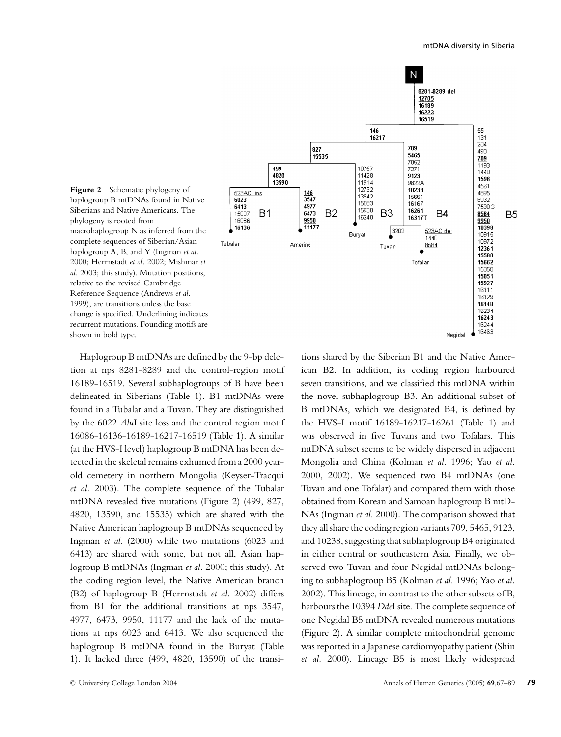**Figure 2** Schematic phylogeny of haplogroup B mtDNAs found in Native Siberians and Native Americans. The phylogeny is rooted from macrohaplogroup N as inferred from the complete sequences of Siberian/Asian haplogroup A, B, and Y (Ingman *et al.* 2000; Herrnstadt *et al.* 2002; Mishmar *et al.* 2003; this study). Mutation positions, relative to the revised Cambridge Reference Sequence (Andrews *et al.* 1999), are transitions unless the base change is specified. Underlining indicates recurrent mutations. Founding motifs are shown in bold type.

Haplogroup B mtDNAs are defined by the 9-bp deletion at nps 8281-8289 and the control-region motif 16189-16519. Several subhaplogroups of B have been delineated in Siberians (Table 1). B1 mtDNAs were found in a Tubalar and a Tuvan. They are distinguished by the 6022 *Alu*I site loss and the control region motif 16086-16136-16189-16217-16519 (Table 1). A similar (at the HVS-I level) haplogroup B mtDNA has been detected in the skeletal remains exhumed from a 2000 year-old cemetery in northern Mongolia (Keyser-Tracqui *et al.* 2003). The complete sequence of the Tubalar mtDNA revealed five mutations (Figure 2) (499, 827, 4820, 13590, and 15535) which are shared with the Native American haplogroup B mtDNAs sequenced by Ingman *et al.* (2000) while two mutations (6023 and 6413) are shared with some, but not all, Asian haplogroup B mtDNAs (Ingman *et al.* 2000; this study). At the coding region level, the Native American branch (B2) of haplogroup B (Herrnstadt *et al.* 2002) differs from B1 for the additional transitions at nps 3547, 4977, 6473, 9950, 11177 and the lack of the mutations at nps 6023 and 6413. We also sequenced the haplogroup B mtDNA found in the Buryat (Table 1). It lacked three (499, 4820, 13590) of the transitions shared by the Siberian B1 and the Native American B2. In addition, its coding region harboured seven transitions, and we classified this mtDNA within the novel subhaplogroup B3. An additional subset of B mtDNAs, which we designated B4, is defined by the HVS-I motif 16189-16217-16261 (Table 1) and was observed in five Tuvans and two Tofalars. This mtDNA subset seems to be widely dispersed in adjacent Mongolia and China (Kolman *et al.* 1996; Yao *et al.* 2000, 2002). We sequenced two B4 mtDNAs (one Tuvan and one Tofalar) and compared them with those obtained from Korean and Samoan haplogroup B mtDNAs (Ingman *et al.* 2000). The comparison showed that they all share the coding region variants 709, 5465, 9123, and 10238, suggesting that subhaplogroup B4 originated in either central or southeastern Asia. Finally, we observed two Tuvan and four Negidal mtDNAs belonging to subhaplogroup B5 (Kolman *et al.* 1996; Yao *et al.* 2002). This lineage, in contrast to the other subsets of B, harbours the 10394 *Dde*I site. The complete sequence of one Negidal B5 mtDNA revealed numerous mutations (Figure 2). A similar complete mitochondrial genome was reported in a Japanese cardiomyopathy patient (Shin *et al.* 2000). Lineage B5 is most likely widespread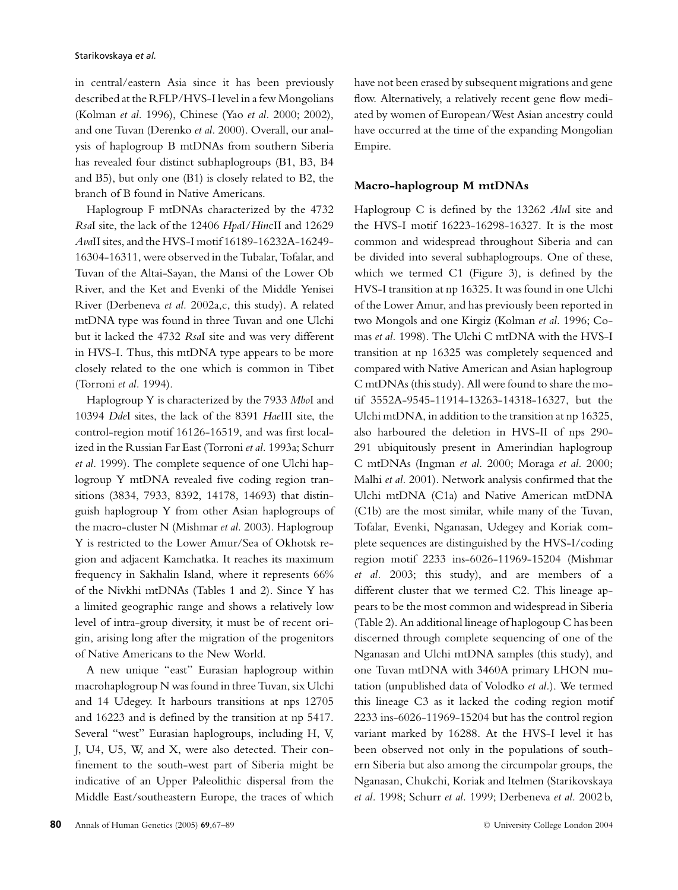in central/eastern Asia since it has been previously described at the RFLP/HVS-I level in a few Mongolians (Kolman *et al.* 1996), Chinese (Yao *et al.* 2000; 2002), and one Tuvan (Derenko *et al.* 2000). Overall, our analysis of haplogroup B mtDNAs from southern Siberia has revealed four distinct subhaplogroups (B1, B3, B4 and B5), but only one (B1) is closely related to B2, the branch of B found in Native Americans.

Haplogroup F mtDNAs characterized by the 4732 *Rsa*I site, the lack of the 12406 *Hpa*I/*Hinc*II and 12629 *Ava*II sites, and the HVS-I motif 16189-16232A-16249-16304-16311, were observed in the Tubalar, Tofalar, and Tuvan of the Altai-Sayan, the Mansi of the Lower Ob River, and the Ket and Evenki of the Middle Yenisei River (Derbeneva *et al.* 2002a,c, this study). A related mtDNA type was found in three Tuvan and one Ulchi but it lacked the 4732 *Rsa*I site and was very different in HVS-I. Thus, this mtDNA type appears to be more closely related to the one which is common in Tibet (Torroni *et al.* 1994).

Haplogroup Y is characterized by the 7933 *Mbo*I and 10394 *Dde*I sites, the lack of the 8391 *Hae*III site, the control-region motif 16126-16519, and was first localized in the Russian Far East (Torroni *et al.* 1993a; Schurr *et al.* 1999). The complete sequence of one Ulchi haplogroup Y mtDNA revealed five coding region transitions (3834, 7933, 8392, 14178, 14693) that distinguish haplogroup Y from other Asian haplogroups of the macro-cluster N (Mishmar *et al.* 2003). Haplogroup Y is restricted to the Lower Amur/Sea of Okhotsk region and adjacent Kamchatka. It reaches its maximum frequency in Sakhalin Island, where it represents 66% of the Nivkhi mtDNAs (Tables 1 and 2). Since Y has a limited geographic range and shows a relatively low level of intra-group diversity, it must be of recent origin, arising long after the migration of the progenitors of Native Americans to the New World.

A new unique "east" Eurasian haplogroup within macrohaplogroup N was found in three Tuvan, six Ulchi and 14 Udegey. It harbours transitions at nps 12705 and 16223 and is defined by the transition at np 5417. Several "west" Eurasian haplogroups, including H, V, J, U4, U5, W, and X, were also detected. Their confinement to the south-west part of Siberia might be indicative of an Upper Paleolithic dispersal from the Middle East/southeastern Europe, the traces of which have not been erased by subsequent migrations and gene flow. Alternatively, a relatively recent gene flow mediated by women of European/West Asian ancestry could have occurred at the time of the expanding Mongolian Empire.

## Macro-haplogroup M mtDNAs

Haplogroup C is defined by the 13262 *Alu*I site and the HVS-I motif 16223-16298-16327. It is the most common and widespread throughout Siberia and can be divided into several subhaplogroups. One of these, which we termed C1 (Figure 3), is defined by the HVS-I transition at np 16325. It was found in one Ulchi of the Lower Amur, and has previously been reported in two Mongols and one Kirgiz (Kolman *et al.* 1996; Comas *et al.* 1998). The Ulchi C mtDNA with the HVS-I transition at np 16325 was completely sequenced and compared with Native American and Asian haplogroup C mtDNAs (this study). All were found to share the motif 3552A-9545-11914-13263-14318-16327, but the Ulchi mtDNA, in addition to the transition at np 16325, also harboured the deletion in HVS-II of nps 290-291 ubiquitously present in Amerindian haplogroup C mtDNAs (Ingman *et al.* 2000; Moraga *et al.* 2000; Malhi *et al.* 2001). Network analysis confirmed that the Ulchi mtDNA (C1a) and Native American mtDNA (C1b) are the most similar, while many of the Tuvan, Tofalar, Evenki, Nganasan, Udegey and Koriak complete sequences are distinguished by the HVS-I/coding region motif 2233 ins-6026-11969-15204 (Mishmar *et al.* 2003; this study), and are members of a different cluster that we termed C2. This lineage appears to be the most common and widespread in Siberia (Table 2). An additional lineage of haplogoup C has been discerned through complete sequencing of one of the Nganasan and Ulchi mtDNA samples (this study), and one Tuvan mtDNA with 3460A primary LHON mutation (unpublished data of Volodko *et al.*). We termed this lineage C3 as it lacked the coding region motif 2233 ins-6026-11969-15204 but has the control region variant marked by 16288. At the HVS-I level it has been observed not only in the populations of southern Siberia but also among the circumpolar groups, the Nganasan, Chukchi, Koriak and Itelmen (Starikovskaya *et al.* 1998; Schurr *et al.* 1999; Derbeneva *et al.* 2002 b,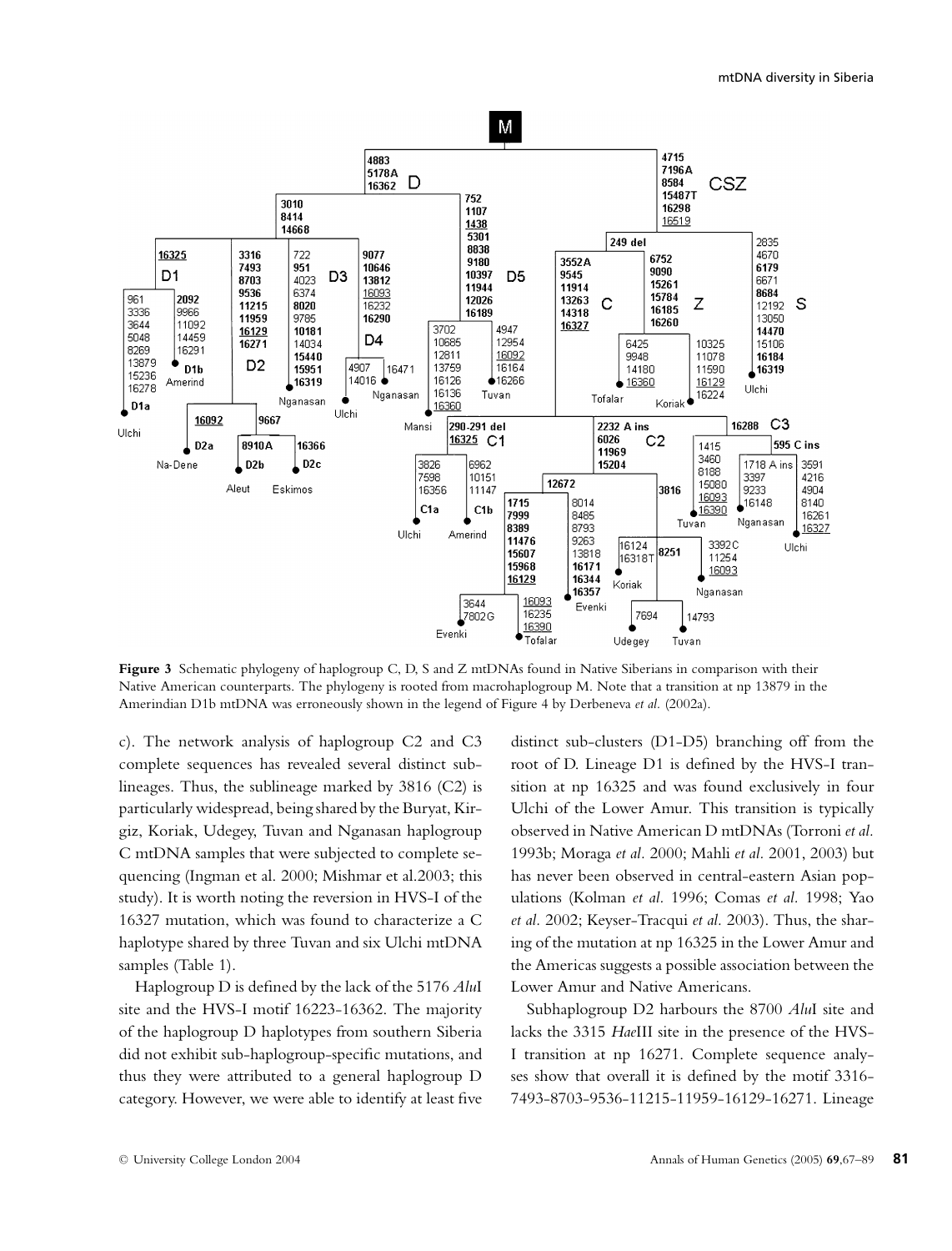**Figure 3** Schematic phylogeny of haplogroup C, D, S and Z mtDNAs found in Native Siberians in comparison with their Native American counterparts. The phylogeny is rooted from macrohaplogroup M. Note that a transition at np 13879 in the Amerindian D1b mtDNA was erroneously shown in the legend of Figure 4 by Derbeneva *et al.* (2002a).

c). The network analysis of haplogroup C2 and C3 complete sequences has revealed several distinct sub-lineages. Thus, the sublineage marked by 3816 (C2) is particularly widespread, being shared by the Buryat, Kirgiz, Koriak, Udegey, Tuvan and Nganasan haplogroup C mtDNA samples that were subjected to complete sequencing (Ingman et al. 2000; Mishmar et al.2003; this study). It is worth noting the reversion in HVS-I of the 16327 mutation, which was found to characterize a C haplotype shared by three Tuvan and six Ulchi mtDNA samples (Table 1).

Haplogroup D is defined by the lack of the 5176 *Alu*I site and the HVS-I motif 16223-16362. The majority of the haplogroup D haplotypes from southern Siberia did not exhibit sub-haplogroup-specific mutations, and thus they were attributed to a general haplogroup D category. However, we were able to identify at least five distinct sub-clusters (D1-D5) branching off from the root of D. Lineage D1 is defined by the HVS-I transition at np 16325 and was found exclusively in four Ulchi of the Lower Amur. This transition is typically observed in Native American D mtDNAs (Torroni *et al.* 1993b; Moraga *et al.* 2000; Mahli *et al.* 2001, 2003) but has never been observed in central-eastern Asian populations (Kolman *et al.* 1996; Comas *et al.* 1998; Yao *et al.* 2002; Keyser-Tracqui *et al.* 2003). Thus, the sharing of the mutation at np 16325 in the Lower Amur and the Americas suggests a possible association between the Lower Amur and Native Americans.

Subhaplogroup D2 harbours the 8700 *Alu*I site and lacks the 3315 *Hae*III site in the presence of the HVS-I transition at np 16271. Complete sequence analyses show that overall it is defined by the motif 3316-7493-8703-9536-11215-11959-16129-16271. Lineage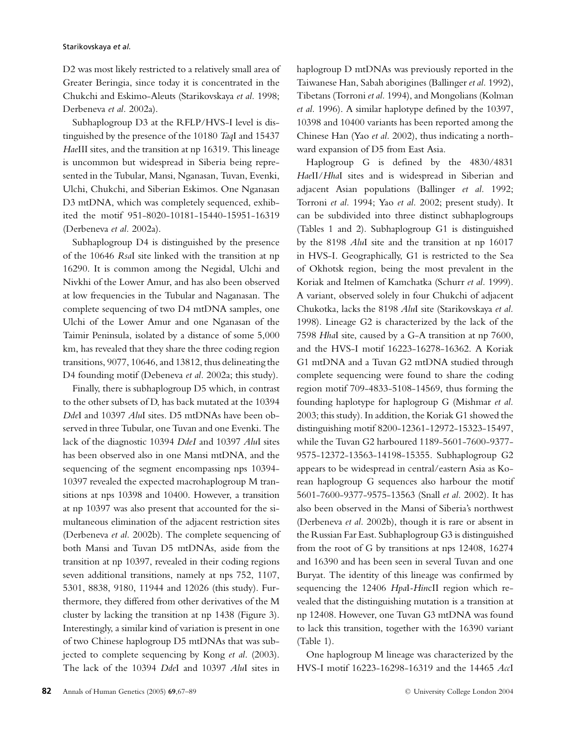D2 was most likely restricted to a relatively small area of Greater Beringia, since today it is concentrated in the Chukchi and Eskimo-Aleuts (Starikovskaya *et al.* 1998; Derbeneva *et al.* 2002a).

Subhaplogroup D3 at the RFLP/HVS-I level is distinguished by the presence of the 10180 *Taq*I and 15437 *Hae*III sites, and the transition at np 16319. This lineage is uncommon but widespread in Siberia being represented in the Tubular, Mansi, Nganasan, Tuvan, Evenki, Ulchi, Chukchi, and Siberian Eskimos. One Nganasan D3 mtDNA, which was completely sequenced, exhibited the motif 951-8020-10181-15440-15951-16319 (Derbeneva *et al.* 2002a).

Subhaplogroup D4 is distinguished by the presence of the 10646 *Rsa*I site linked with the transition at np 16290. It is common among the Negidal, Ulchi and Nivkhi of the Lower Amur, and has also been observed at low frequencies in the Tubular and Naganasan. The complete sequencing of two D4 mtDNA samples, one Ulchi of the Lower Amur and one Nganasan of the Taimir Peninsula, isolated by a distance of some 5,000 km, has revealed that they share the three coding region transitions, 9077, 10646, and 13812, thus delineating the D4 founding motif (Debeneva *et al.* 2002a; this study).

Finally, there is subhaplogroup D5 which, in contrast to the other subsets of D, has back mutated at the 10394 *Dde*I and 10397 *Alu*I sites. D5 mtDNAs have been observed in three Tubular, one Tuvan and one Evenki. The lack of the diagnostic 10394 *DdeI* and 10397 *Alu*I sites has been observed also in one Mansi mtDNA, and the sequencing of the segment encompassing nps 10394-10397 revealed the expected macrohaplogroup M transitions at nps 10398 and 10400. However, a transition at np 10397 was also present that accounted for the simultaneous elimination of the adjacent restriction sites (Derbeneva *et al.* 2002b). The complete sequencing of both Mansi and Tuvan D5 mtDNAs, aside from the transition at np 10397, revealed in their coding regions seven additional transitions, namely at nps 752, 1107, 5301, 8838, 9180, 11944 and 12026 (this study). Furthermore, they differed from other derivatives of the M cluster by lacking the transition at np 1438 (Figure 3). Interestingly, a similar kind of variation is present in one of two Chinese haplogroup D5 mtDNAs that was subjected to complete sequencing by Kong *et al.* (2003). The lack of the 10394 *Dde*I and 10397 *Alu*I sites in haplogroup D mtDNAs was previously reported in the Taiwanese Han, Sabah aborigines (Ballinger *et al.* 1992), Tibetans (Torroni *et al.* 1994), and Mongolians (Kolman *et al.* 1996). A similar haplotype defined by the 10397, 10398 and 10400 variants has been reported among the Chinese Han (Yao *et al.* 2002), thus indicating a northward expansion of D5 from East Asia.

Haplogroup G is defined by the 4830/4831 *Hae*II/*Hha*I sites and is widespread in Siberian and adjacent Asian populations (Ballinger *et al.* 1992; Torroni *et al.* 1994; Yao *et al.* 2002; present study). It can be subdivided into three distinct subhaplogroups (Tables 1 and 2). Subhaplogroup G1 is distinguished by the 8198 *Alu*I site and the transition at np 16017 in HVS-I. Geographically, G1 is restricted to the Sea of Okhotsk region, being the most prevalent in the Koriak and Itelmen of Kamchatka (Schurr *et al.* 1999). A variant, observed solely in four Chukchi of adjacent Chukotka, lacks the 8198 *Alu*I site (Starikovskaya *et al.* 1998). Lineage G2 is characterized by the lack of the 7598 *Hha*I site, caused by a G-A transition at np 7600, and the HVS-I motif 16223-16278-16362. A Koriak G1 mtDNA and a Tuvan G2 mtDNA studied through complete sequencing were found to share the coding region motif 709-4833-5108-14569, thus forming the founding haplotype for haplogroup G (Mishmar *et al.* 2003; this study). In addition, the Koriak G1 showed the distinguishing motif 8200-12361-12972-15323-15497, while the Tuvan G2 harboured 1189-5601-7600-9377-9575-12372-13563-14198-15355. Subhaplogroup G2 appears to be widespread in central/eastern Asia as Korean haplogroup G sequences also harbour the motif 5601-7600-9377-9575-13563 (Snall *et al.* 2002). It has also been observed in the Mansi of Siberia's northwest (Derbeneva *et al.* 2002b), though it is rare or absent in the Russian Far East. Subhaplogroup G3 is distinguished from the root of G by transitions at nps 12408, 16274 and 16390 and has been seen in several Tuvan and one Buryat. The identity of this lineage was confirmed by sequencing the 12406 *Hpa*I-*Hinc*II region which revealed that the distinguishing mutation is a transition at np 12408. However, one Tuvan G3 mtDNA was found to lack this transition, together with the 16390 variant (Table 1).

One haplogroup M lineage was characterized by the HVS-I motif 16223-16298-16319 and the 14465 *Acc*I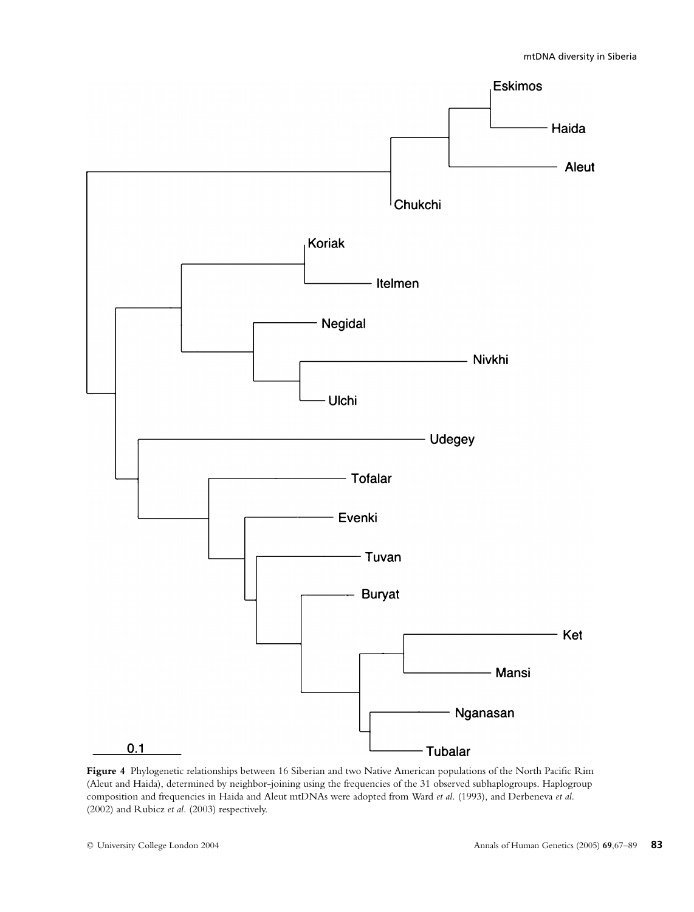**Figure 4** Phylogenetic relationships between 16 Siberian and two Native American populations of the North Pacific Rim (Aleut and Haida), determined by neighbor-joining using the frequencies of the 31 observed subhaplogroups. Haplogroup composition and frequencies in Haida and Aleut mtDNAs were adopted from Ward *et al.* (1993), and Derbeneva *et al.* (2002) and Rubicz *et al.* (2003) respectively.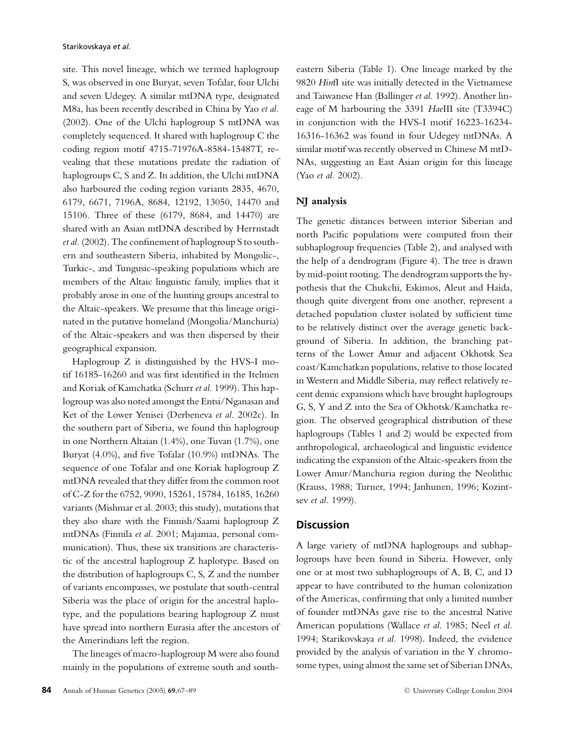site. This novel lineage, which we termed haplogroup S, was observed in one Buryat, seven Tofalar, four Ulchi and seven Udegey. A similar mtDNA type, designated M8a, has been recently described in China by Yao *et al.* (2002). One of the Ulchi haplogroup S mtDNA was completely sequenced. It shared with haplogroup C the coding region motif 4715-71976A-8584-15487T, revealing that these mutations predate the radiation of haplogroups C, S and Z. In addition, the Ulchi mtDNA also harboured the coding region variants 2835, 4670, 6179, 6671, 7196A, 8684, 12192, 13050, 14470 and 15106. Three of these (6179, 8684, and 14470) are shared with an Asian mtDNA described by Herrnstadt *et al.* (2002). The confinement of haplogroup S to southern and southeastern Siberia, inhabited by Mongolic-, Turkic-, and Tungusic-speaking populations which are members of the Altaic linguistic family, implies that it probably arose in one of the hunting groups ancestral to the Altaic-speakers. We presume that this lineage originated in the putative homeland (Mongolia/Manchuria) of the Altaic-speakers and was then dispersed by their geographical expansion.

Haplogroup Z is distinguished by the HVS-I motif 16185-16260 and was first identified in the Itelmen and Koriak of Kamchatka (Schurr *et al.* 1999). This haplogroup was also noted amongst the Entsi/Nganasan and Ket of the Lower Yenisei (Derbeneva *et al.* 2002c). In the southern part of Siberia, we found this haplogroup in one Northern Altaian (1.4%), one Tuvan (1.7%), one Buryat (4.0%), and five Tofalar (10.9%) mtDNAs. The sequence of one Tofalar and one Koriak haplogroup Z mtDNA revealed that they differ from the common root of C-Z for the 6752, 9090, 15261, 15784, 16185, 16260 variants (Mishmar et al. 2003; this study), mutations that they also share with the Finnish/Saami haplogroup Z mtDNAs (Finnila *et al.* 2001; Majamaa, personal communication). Thus, these six transitions are characteristic of the ancestral haplogroup Z haplotype. Based on the distribution of haplogroups C, S, Z and the number of variants encompasses, we postulate that south-central Siberia was the place of origin for the ancestral haplotype, and the populations bearing haplogroup Z must have spread into northern Eurasia after the ancestors of the Amerindians left the region.

The lineages of macro-haplogroup M were also found mainly in the populations of extreme south and southeastern Siberia (Table 1). One lineage marked by the 9820 *Hin*fI site was initially detected in the Vietnamese and Taiwanese Han (Ballinger *et al.* 1992). Another lineage of M harbouring the 3391 *Hae*III site (T3394C) in conjunction with the HVS-I motif 16223-16234-16316-16362 was found in four Udegey mtDNAs. A similar motif was recently observed in Chinese M mtDNAs, suggesting an East Asian origin for this lineage (Yao *et al.* 2002).

### NJ analysis

The genetic distances between interior Siberian and north Pacific populations were computed from their subhaplogroup frequencies (Table 2), and analysed with the help of a dendrogram (Figure 4). The tree is drawn by mid-point rooting. The dendrogram supports the hypothesis that the Chukchi, Eskimos, Aleut and Haida, though quite divergent from one another, represent a detached population cluster isolated by sufficient time to be relatively distinct over the average genetic background of Siberia. In addition, the branching patterns of the Lower Amur and adjacent Okhotsk Sea coast/Kamchatkan populations, relative to those located in Western and Middle Siberia, may reflect relatively recent demic expansions which have brought haplogroups G, S, Y and Z into the Sea of Okhotsk/Kamchatka region. The observed geographical distribution of these haplogroups (Tables 1 and 2) would be expected from anthropological, archaeological and linguistic evidence indicating the expansion of the Altaic-speakers from the Lower Amur/Manchuria region during the Neolithic (Krauss, 1988; Turner, 1994; Janhunen, 1996; Kozintsev *et al.* 1999).

## Discussion

A large variety of mtDNA haplogroups and subhaplogroups have been found in Siberia. However, only one or at most two subhaplogroups of A, B, C, and D appear to have contributed to the human colonization of the Americas, confirming that only a limited number of founder mtDNAs gave rise to the ancestral Native American populations (Wallace *et al.* 1985; Neel *et al.* 1994; Starikovskaya *et al.* 1998). Indeed, the evidence provided by the analysis of variation in the Y chromosome types, using almost the same set of Siberian DNAs,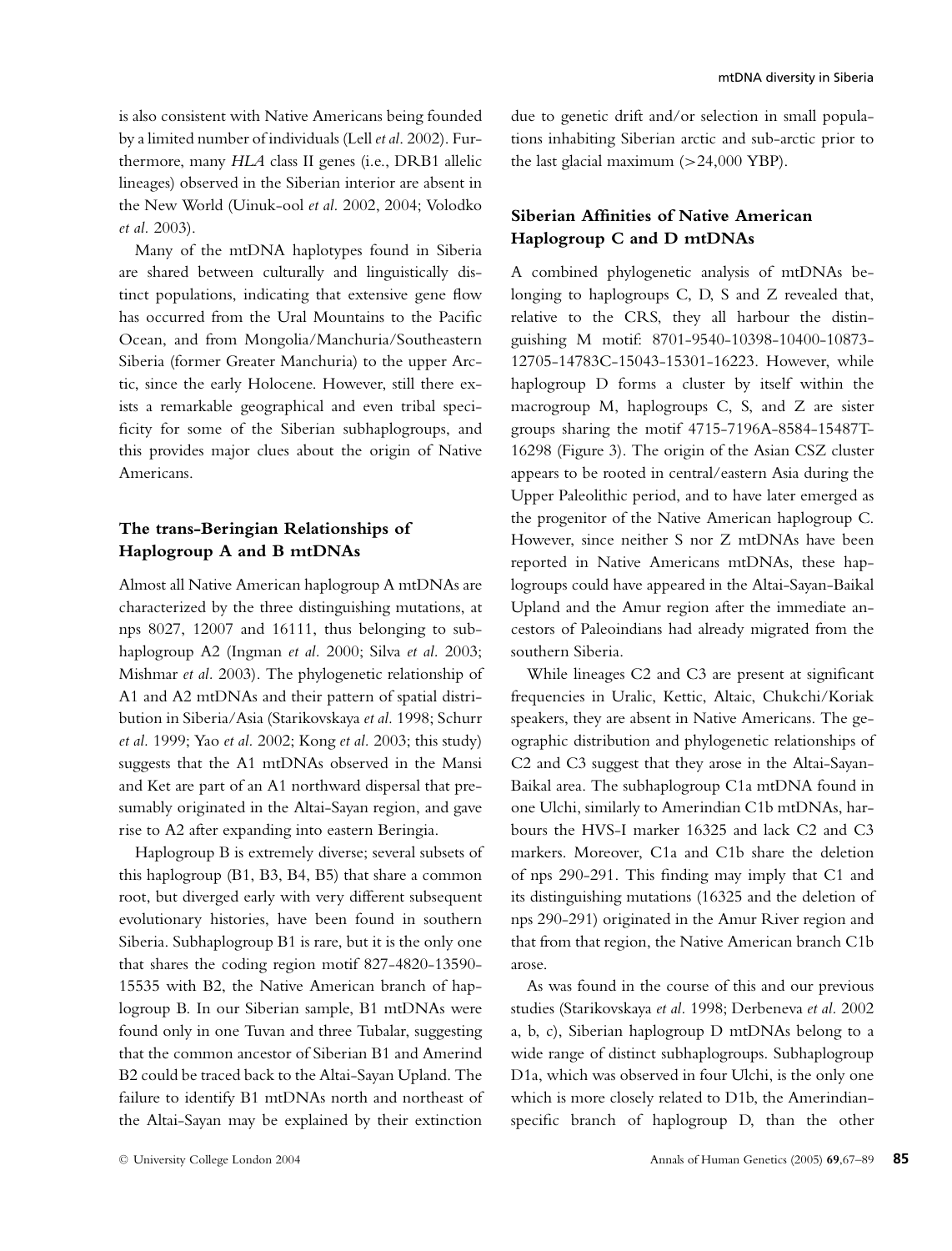is also consistent with Native Americans being founded by a limited number of individuals (Lell *et al.* 2002). Furthermore, many *HLA* class II genes (i.e., DRB1 allelic lineages) observed in the Siberian interior are absent in the New World (Uinuk-ool *et al.* 2002, 2004; Volodko *et al.* 2003).

Many of the mtDNA haplotypes found in Siberia are shared between culturally and linguistically distinct populations, indicating that extensive gene flow has occurred from the Ural Mountains to the Pacific Ocean, and from Mongolia/Manchuria/Southeastern Siberia (former Greater Manchuria) to the upper Arctic, since the early Holocene. However, still there exists a remarkable geographical and even tribal specificity for some of the Siberian subhaplogroups, and this provides major clues about the origin of Native Americans.

## The trans-Beringian Relationships of Haplogroup A and B mtDNAs

Almost all Native American haplogroup A mtDNAs are characterized by the three distinguishing mutations, at nps 8027, 12007 and 16111, thus belonging to subhaplogroup A2 (Ingman *et al.* 2000; Silva *et al.* 2003; Mishmar *et al.* 2003). The phylogenetic relationship of A1 and A2 mtDNAs and their pattern of spatial distribution in Siberia/Asia (Starikovskaya *et al.* 1998; Schurr *et al.* 1999; Yao *et al.* 2002; Kong *et al.* 2003; this study) suggests that the A1 mtDNAs observed in the Mansi and Ket are part of an A1 northward dispersal that presumably originated in the Altai-Sayan region, and gave rise to A2 after expanding into eastern Beringia.

Haplogroup B is extremely diverse; several subsets of this haplogroup (B1, B3, B4, B5) that share a common root, but diverged early with very different subsequent evolutionary histories, have been found in southern Siberia. Subhaplogroup B1 is rare, but it is the only one that shares the coding region motif 827-4820-13590-15535 with B2, the Native American branch of haplogroup B. In our Siberian sample, B1 mtDNAs were found only in one Tuvan and three Tubalar, suggesting that the common ancestor of Siberian B1 and Amerind B2 could be traced back to the Altai-Sayan Upland. The failure to identify B1 mtDNAs north and northeast of the Altai-Sayan may be explained by their extinction due to genetic drift and/or selection in small populations inhabiting Siberian arctic and sub-arctic prior to the last glacial maximum (>24,000 YBP).

## Siberian Affinities of Native American Haplogroup C and D mtDNAs

A combined phylogenetic analysis of mtDNAs belonging to haplogroups C, D, S and Z revealed that, relative to the CRS, they all harbour the distinguishing M motif: 8701-9540-10398-10400-10873-12705-14783C-15043-15301-16223. However, while haplogroup D forms a cluster by itself within the macrogroup M, haplogroups C, S, and Z are sister groups sharing the motif 4715-7196A-8584-15487T-16298 (Figure 3). The origin of the Asian CSZ cluster appears to be rooted in central/eastern Asia during the Upper Paleolithic period, and to have later emerged as the progenitor of the Native American haplogroup C. However, since neither S nor Z mtDNAs have been reported in Native Americans mtDNAs, these haplogroups could have appeared in the Altai-Sayan-Baikal Upland and the Amur region after the immediate ancestors of Paleoindians had already migrated from the southern Siberia.

While lineages C2 and C3 are present at significant frequencies in Uralic, Kettic, Altaic, Chukchi/Koriak speakers, they are absent in Native Americans. The geographic distribution and phylogenetic relationships of C2 and C3 suggest that they arose in the Altai-Sayan-Baikal area. The subhaplogroup C1a mtDNA found in one Ulchi, similarly to Amerindian C1b mtDNAs, harbours the HVS-I marker 16325 and lack C2 and C3 markers. Moreover, C1a and C1b share the deletion of nps 290-291. This finding may imply that C1 and its distinguishing mutations (16325 and the deletion of nps 290-291) originated in the Amur River region and that from that region, the Native American branch C1b arose.

As was found in the course of this and our previous studies (Starikovskaya *et al.* 1998; Derbeneva *et al.* 2002 a, b, c), Siberian haplogroup D mtDNAs belong to a wide range of distinct subhaplogroups. Subhaplogroup D1a, which was observed in four Ulchi, is the only one which is more closely related to D1b, the Amerindian-specific branch of haplogroup D, than the other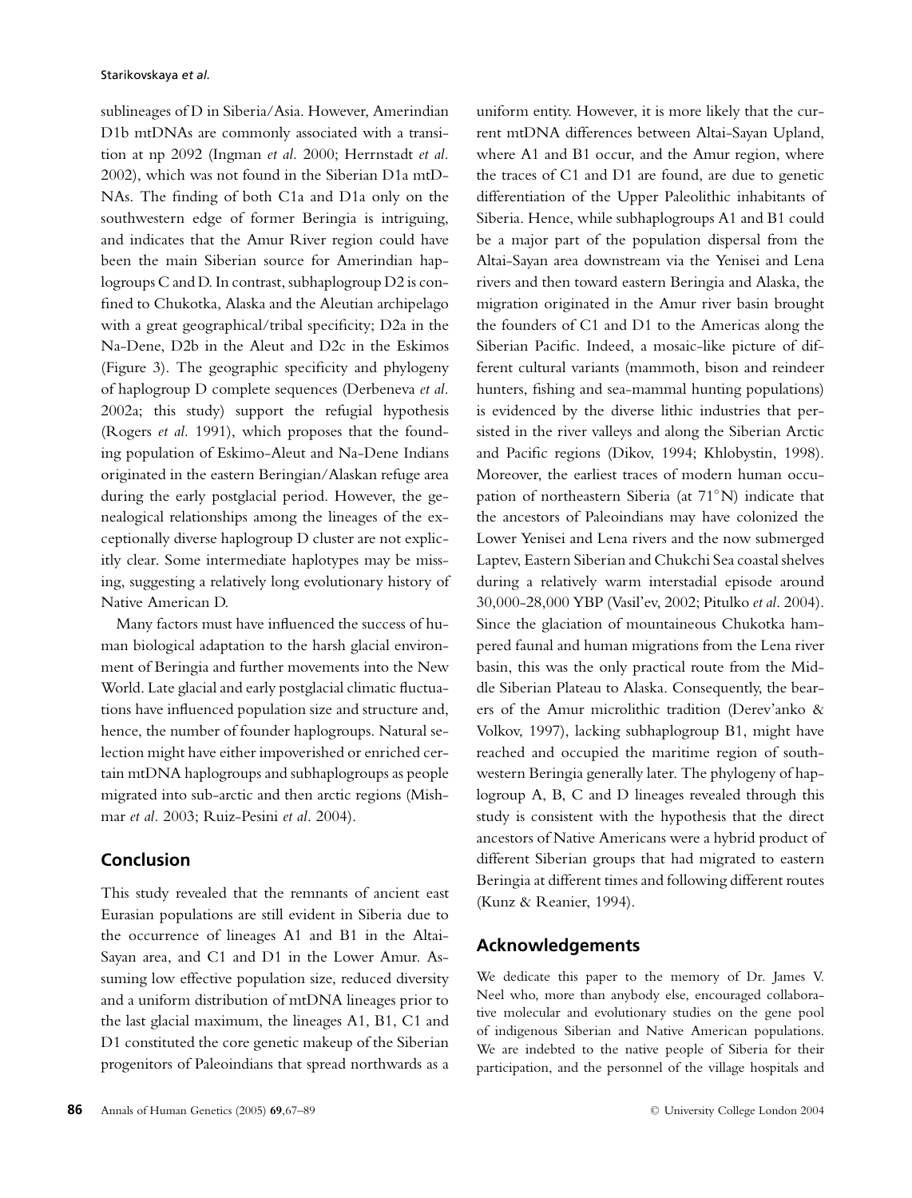sublineages of D in Siberia/Asia. However, Amerindian D1b mtDNAs are commonly associated with a transition at np 2092 (Ingman *et al.* 2000; Herrnstadt *et al.* 2002), which was not found in the Siberian D1a mtDNAs. The finding of both C1a and D1a only on the southwestern edge of former Beringia is intriguing, and indicates that the Amur River region could have been the main Siberian source for Amerindian haplogroups C and D. In contrast, subhaplogroup D2 is confined to Chukotka, Alaska and the Aleutian archipelago with a great geographical/tribal specificity; D2a in the Na-Dene, D2b in the Aleut and D2c in the Eskimos (Figure 3). The geographic specificity and phylogeny of haplogroup D complete sequences (Derbeneva *et al.* 2002a; this study) support the refugial hypothesis (Rogers *et al.* 1991), which proposes that the founding population of Eskimo-Aleut and Na-Dene Indians originated in the eastern Beringian/Alaskan refuge area during the early postglacial period. However, the genealogical relationships among the lineages of the exceptionally diverse haplogroup D cluster are not explicitly clear. Some intermediate haplotypes may be missing, suggesting a relatively long evolutionary history of Native American D.

Many factors must have influenced the success of human biological adaptation to the harsh glacial environment of Beringia and further movements into the New World. Late glacial and early postglacial climatic fluctuations have influenced population size and structure and, hence, the number of founder haplogroups. Natural selection might have either impoverished or enriched certain mtDNA haplogroups and subhaplogroups as people migrated into sub-arctic and then arctic regions (Mishmar *et al.* 2003; Ruiz-Pesini *et al.* 2004).

## Conclusion

This study revealed that the remnants of ancient east Eurasian populations are still evident in Siberia due to the occurrence of lineages A1 and B1 in the Altai-Sayan area, and C1 and D1 in the Lower Amur. Assuming low effective population size, reduced diversity and a uniform distribution of mtDNA lineages prior to the last glacial maximum, the lineages A1, B1, C1 and D1 constituted the core genetic makeup of the Siberian progenitors of Paleoindians that spread northwards as a uniform entity. However, it is more likely that the current mtDNA differences between Altai-Sayan Upland, where A1 and B1 occur, and the Amur region, where the traces of C1 and D1 are found, are due to genetic differentiation of the Upper Paleolithic inhabitants of Siberia. Hence, while subhaplogroups A1 and B1 could be a major part of the population dispersal from the Altai-Sayan area downstream via the Yenisei and Lena rivers and then toward eastern Beringia and Alaska, the migration originated in the Amur river basin brought the founders of C1 and D1 to the Americas along the Siberian Pacific. Indeed, a mosaic-like picture of different cultural variants (mammoth, bison and reindeer hunters, fishing and sea-mammal hunting populations) is evidenced by the diverse lithic industries that persisted in the river valleys and along the Siberian Arctic and Pacific regions (Dikov, 1994; Khlobystin, 1998). Moreover, the earliest traces of modern human occupation of northeastern Siberia (at 71°N) indicate that the ancestors of Paleoindians may have colonized the Lower Yenisei and Lena rivers and the now submerged Laptev, Eastern Siberian and Chukchi Sea coastal shelves during a relatively warm interstadial episode around 30,000-28,000 YBP (Vasil'ev, 2002; Pitulko *et al.* 2004). Since the glaciation of mountaineous Chukotka hampered faunal and human migrations from the Lena river basin, this was the only practical route from the Middle Siberian Plateau to Alaska. Consequently, the bearers of the Amur microlithic tradition (Derev'anko & Volkov, 1997), lacking subhaplogroup B1, might have reached and occupied the maritime region of southwestern Beringia generally later. The phylogeny of haplogroup A, B, C and D lineages revealed through this study is consistent with the hypothesis that the direct ancestors of Native Americans were a hybrid product of different Siberian groups that had migrated to eastern Beringia at different times and following different routes (Kunz & Reanier, 1994).

## Acknowledgements

We dedicate this paper to the memory of Dr. James V. Neel who, more than anybody else, encouraged collaborative molecular and evolutionary studies on the gene pool of indigenous Siberian and Native American populations. We are indebted to the native people of Siberia for their participation, and the personnel of the village hospitals and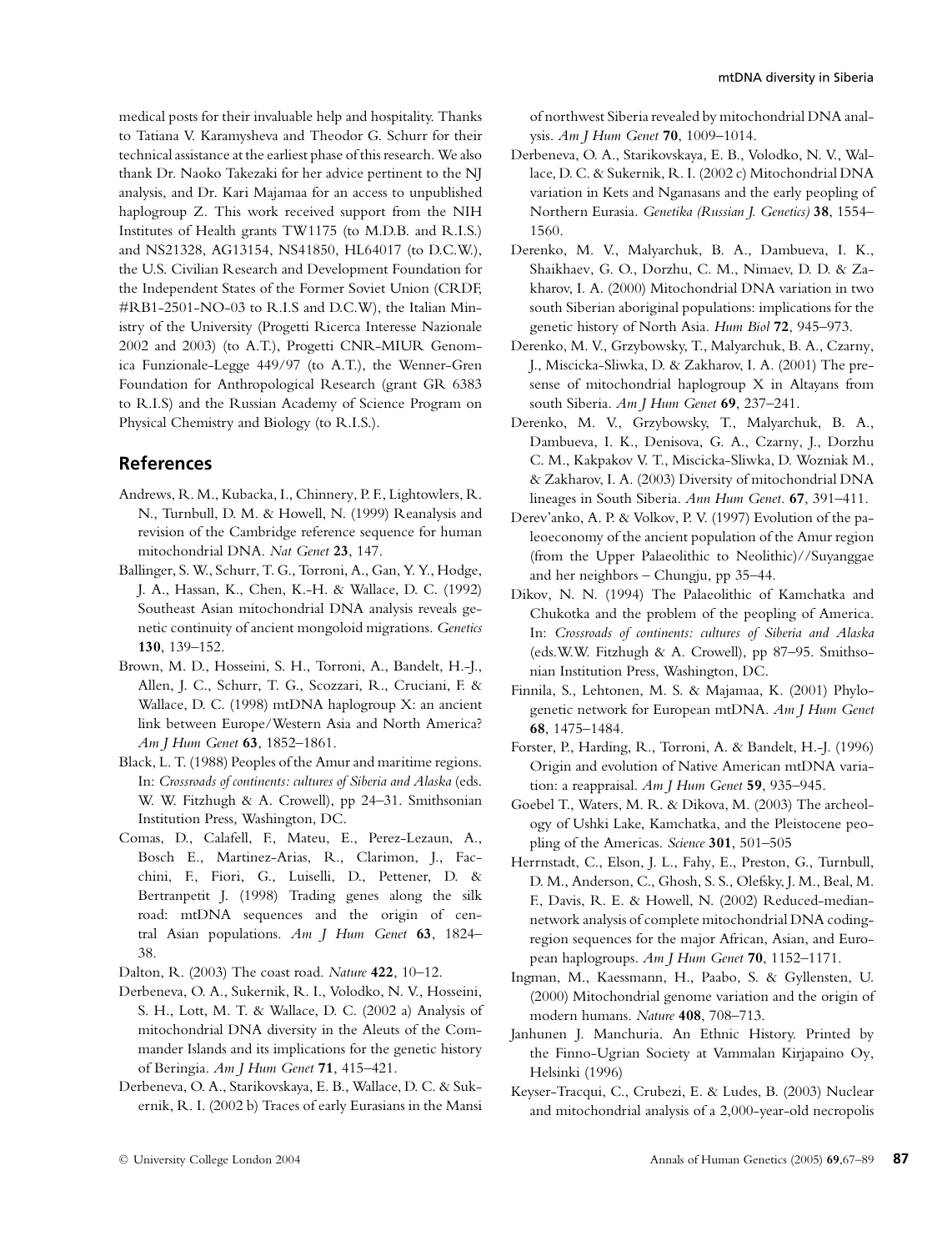medical posts for their invaluable help and hospitality. Thanks to Tatiana V. Karamysheva and Theodor G. Schurr for their technical assistance at the earliest phase of this research. We also thank Dr. Naoko Takezaki for her advice pertinent to the NJ analysis, and Dr. Kari Majamaa for an access to unpublished haplogroup Z. This work received support from the NIH Institutes of Health grants TW1175 (to M.D.B. and R.I.S.) and NS21328, AG13154, NS41850, HL64017 (to D.C.W.), the U.S. Civilian Research and Development Foundation for the Independent States of the Former Soviet Union (CRDF, #RB1-2501-NO-03 to R.I.S and D.C.W), the Italian Ministry of the University (Progetti Ricerca Interesse Nazionale 2002 and 2003) (to A.T.), Progetti CNR-MIUR Genomica Funzionale-Legge 449/97 (to A.T.), the Wenner-Gren Foundation for Anthropological Research (grant GR 6383 to R.I.S) and the Russian Academy of Science Program on Physical Chemistry and Biology (to R.I.S.).

## References

Andrews, R. M., Kubacka, I., Chinnery, P. F., Lightowlers, R. N., Turnbull, D. M. & Howell, N. (1999) Reanalysis and revision of the Cambridge reference sequence for human mitochondrial DNA. *Nat Genet* **23**, 147.

Ballinger, S. W., Schurr, T. G., Torroni, A., Gan, Y. Y., Hodge, J. A., Hassan, K., Chen, K.-H. & Wallace, D. C. (1992) Southeast Asian mitochondrial DNA analysis reveals genetic continuity of ancient mongoloid migrations. *Genetics* **130**, 139–152.

Brown, M. D., Hosseini, S. H., Torroni, A., Bandelt, H.-J., Allen, J. C., Schurr, T. G., Scozzari, R., Cruciani, F. & Wallace, D. C. (1998) mtDNA haplogroup X: an ancient link between Europe/Western Asia and North America? *Am J Hum Genet* **63**, 1852–1861.

Black, L. T. (1988) Peoples of the Amur and maritime regions. In: *Crossroads of continents: cultures of Siberia and Alaska* (eds. W. W. Fitzhugh & A. Crowell), pp 24–31. Smithsonian Institution Press, Washington, DC.

Comas, D., Calafell, F., Mateu, E., Perez-Lezaun, A., Bosch E., Martinez-Arias, R., Clarimon, J., Facchini, F., Fiori, G., Luiselli, D., Pettener, D. & Bertranpetit J. (1998) Trading genes along the silk road: mtDNA sequences and the origin of central Asian populations. *Am J Hum Genet* **63**, 1824–38.

Dalton, R. (2003) The coast road. *Nature* **422**, 10–12.

Derbeneva, O. A., Sukernik, R. I., Volodko, N. V., Hosseini, S. H., Lott, M. T. & Wallace, D. C. (2002 a) Analysis of mitochondrial DNA diversity in the Aleuts of the Commander Islands and its implications for the genetic history of Beringia. *Am J Hum Genet* **71**, 415–421.

Derbeneva, O. A., Starikovskaya, E. B., Wallace, D. C. & Sukernik, R. I. (2002 b) Traces of early Eurasians in the Mansi of northwest Siberia revealed by mitochondrial DNA analysis. *Am J Hum Genet* **70**, 1009–1014.

Derbeneva, O. A., Starikovskaya, E. B., Volodko, N. V., Wallace, D. C. & Sukernik, R. I. (2002 c) Mitochondrial DNA variation in Kets and Nganasans and the early peopling of Northern Eurasia. *Genetika (Russian J. Genetics)* **38**, 1554–1560.

Derenko, M. V., Malyarchuk, B. A., Dambueva, I. K., Shaikhaev, G. O., Dorzhu, C. M., Nimaev, D. D. & Zakharov, I. A. (2000) Mitochondrial DNA variation in two south Siberian aboriginal populations: implications for the genetic history of North Asia. *Hum Biol* **72**, 945–973.

Derenko, M. V., Grzybowsky, T., Malyarchuk, B. A., Czarny, J., Miscicka-Sliwka, D. & Zakharov, I. A. (2001) The presense of mitochondrial haplogroup X in Altayans from south Siberia. *Am J Hum Genet* **69**, 237–241.

Derenko, M. V., Grzybowsky, T., Malyarchuk, B. A., Dambueva, I. K., Denisova, G. A., Czarny, J., Dorzhu C. M., Kakpakov V. T., Miscicka-Sliwka, D. Wozniak M., & Zakharov, I. A. (2003) Diversity of mitochondrial DNA lineages in South Siberia. *Ann Hum Genet*. **67**, 391–411.

Derev'anko, A. P. & Volkov, P. V. (1997) Evolution of the paleoeconomy of the ancient population of the Amur region (from the Upper Palaeolithic to Neolithic)//Suyanggae and her neighbors – Chungju, pp 35–44.

Dikov, N. N. (1994) The Palaeolithic of Kamchatka and Chukotka and the problem of the peopling of America. In: *Crossroads of continents: cultures of Siberia and Alaska* (eds.W.W. Fitzhugh & A. Crowell), pp 87–95. Smithsonian Institution Press, Washington, DC.

Finnila, S., Lehtonen, M. S. & Majamaa, K. (2001) Phylogenetic network for European mtDNA. *Am J Hum Genet* **68**, 1475–1484.

Forster, P., Harding, R., Torroni, A. & Bandelt, H.-J. (1996) Origin and evolution of Native American mtDNA variation: a reappraisal. *Am J Hum Genet* **59**, 935–945.

Goebel T., Waters, M. R. & Dikova, M. (2003) The archeology of Ushki Lake, Kamchatka, and the Pleistocene peopling of the Americas. *Science* **301**, 501–505

Herrnstadt, C., Elson, J. L., Fahy, E., Preston, G., Turnbull, D. M., Anderson, C., Ghosh, S. S., Olefsky, J. M., Beal, M. F., Davis, R. E. & Howell, N. (2002) Reduced-median-network analysis of complete mitochondrial DNA coding-region sequences for the major African, Asian, and European haplogroups. *Am J Hum Genet* **70**, 1152–1171.

Ingman, M., Kaessmann, H., Paabo, S. & Gyllensten, U. (2000) Mitochondrial genome variation and the origin of modern humans. *Nature* **408**, 708–713.

Janhunen J. Manchuria. An Ethnic History. Printed by the Finno-Ugrian Society at Vammalan Kirjapaino Oy, Helsinki (1996)

Keyser-Tracqui, C., Crubezi, E. & Ludes, B. (2003) Nuclear and mitochondrial analysis of a 2,000-year-old necropolis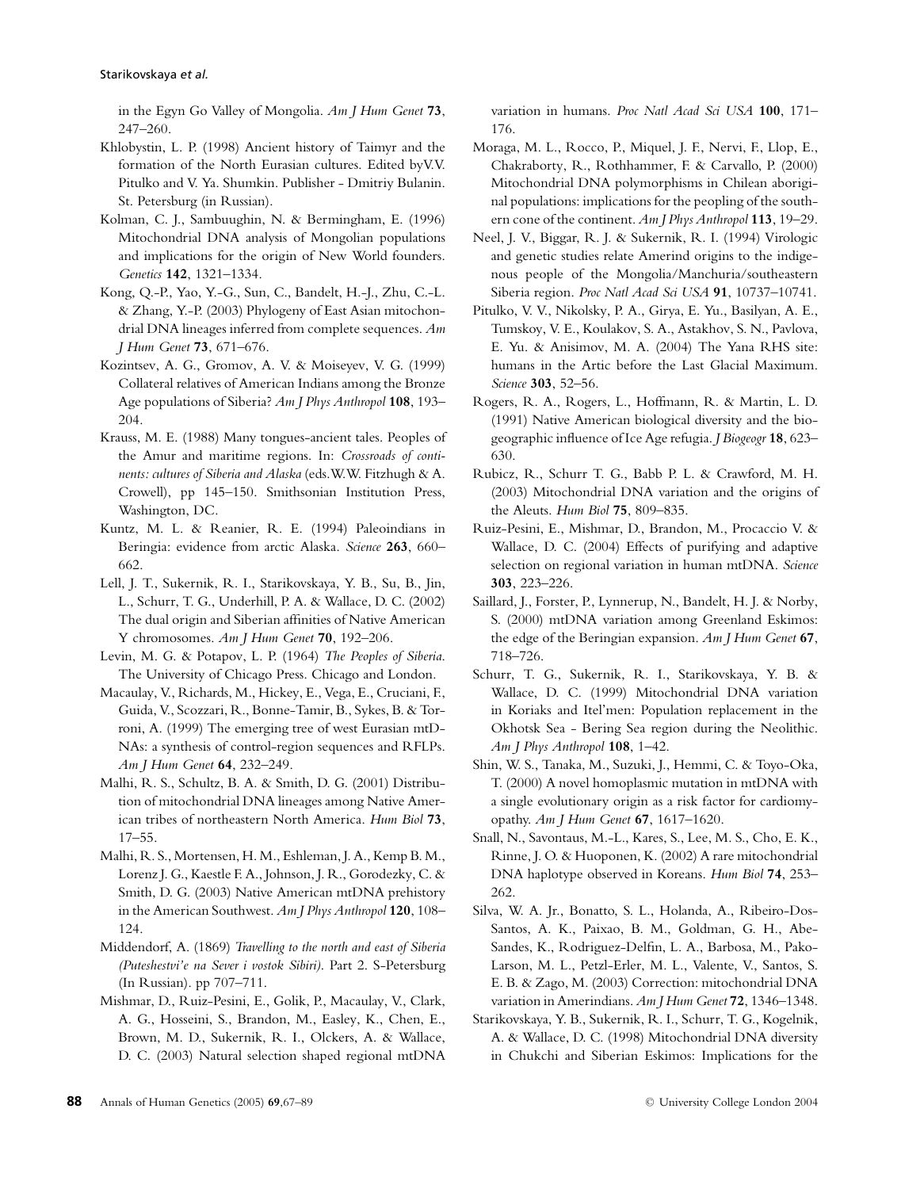in the Egyn Go Valley of Mongolia. *Am J Hum Genet* **73**, 247–260.

Khlobystin, L. P. (1998) Ancient history of Taimyr and the formation of the North Eurasian cultures. Edited byV.V. Pitulko and V. Ya. Shumkin. Publisher - Dmitriy Bulanin. St. Petersburg (in Russian).

Kolman, C. J., Sambuughin, N. & Bermingham, E. (1996) Mitochondrial DNA analysis of Mongolian populations and implications for the origin of New World founders. *Genetics* **142**, 1321–1334.

Kong, Q.-P., Yao, Y.-G., Sun, C., Bandelt, H.-J., Zhu, C.-L. & Zhang, Y.-P. (2003) Phylogeny of East Asian mitochondrial DNA lineages inferred from complete sequences. *Am J Hum Genet* **73**, 671–676.

Kozintsev, A. G., Gromov, A. V. & Moiseyev, V. G. (1999) Collateral relatives of American Indians among the Bronze Age populations of Siberia? *Am J Phys Anthropol* **108**, 193–204.

Krauss, M. E. (1988) Many tongues-ancient tales. Peoples of the Amur and maritime regions. In: *Crossroads of continents: cultures of Siberia and Alaska* (eds.W.W. Fitzhugh & A. Crowell), pp 145–150. Smithsonian Institution Press, Washington, DC.

Kuntz, M. L. & Reanier, R. E. (1994) Paleoindians in Beringia: evidence from arctic Alaska. *Science* **263**, 660–662.

Lell, J. T., Sukernik, R. I., Starikovskaya, Y. B., Su, B., Jin, L., Schurr, T. G., Underhill, P. A. & Wallace, D. C. (2002) The dual origin and Siberian affinities of Native American Y chromosomes. *Am J Hum Genet* **70**, 192–206.

Levin, M. G. & Potapov, L. P. (1964) *The Peoples of Siberia*. The University of Chicago Press. Chicago and London.

Macaulay, V., Richards, M., Hickey, E., Vega, E., Cruciani, F., Guida, V., Scozzari, R., Bonne-Tamir, B., Sykes, B. & Torroni, A. (1999) The emerging tree of west Eurasian mtDNAs: a synthesis of control-region sequences and RFLPs. *Am J Hum Genet* **64**, 232–249.

Malhi, R. S., Schultz, B. A. & Smith, D. G. (2001) Distribution of mitochondrial DNA lineages among Native American tribes of northeastern North America. *Hum Biol* **73**, 17–55.

Malhi, R. S., Mortensen, H. M., Eshleman, J. A., Kemp B. M., Lorenz J. G., Kaestle F. A., Johnson, J. R., Gorodezky, C. & Smith, D. G. (2003) Native American mtDNA prehistory in the American Southwest. *Am J Phys Anthropol* **120**, 108–124.

Middendorf, A. (1869) *Travelling to the north and east of Siberia (Puteshestvi'e na Sever i vostok Sibiri)*. Part 2. S-Petersburg (In Russian). pp 707–711.

Mishmar, D., Ruiz-Pesini, E., Golik, P., Macaulay, V., Clark, A. G., Hosseini, S., Brandon, M., Easley, K., Chen, E., Brown, M. D., Sukernik, R. I., Olckers, A. & Wallace, D. C. (2003) Natural selection shaped regional mtDNA variation in humans. *Proc Natl Acad Sci USA* **100**, 171–176.

Moraga, M. L., Rocco, P., Miquel, J. F., Nervi, F., Llop, E., Chakraborty, R., Rothhammer, F. & Carvallo, P. (2000) Mitochondrial DNA polymorphisms in Chilean aboriginal populations: implications for the peopling of the southern cone of the continent. *Am J Phys Anthropol* **113**, 19–29.

Neel, J. V., Biggar, R. J. & Sukernik, R. I. (1994) Virologic and genetic studies relate Amerind origins to the indigenous people of the Mongolia/Manchuria/southeastern Siberia region. *Proc Natl Acad Sci USA* **91**, 10737–10741.

Pitulko, V. V., Nikolsky, P. A., Girya, E. Yu., Basilyan, A. E., Tumskoy, V. E., Koulakov, S. A., Astakhov, S. N., Pavlova, E. Yu. & Anisimov, M. A. (2004) The Yana RHS site: humans in the Artic before the Last Glacial Maximum. *Science* **303**, 52–56.

Rogers, R. A., Rogers, L., Hoffmann, R. & Martin, L. D. (1991) Native American biological diversity and the biogeographic influence of Ice Age refugia. *J Biogeogr* **18**, 623–630.

Rubicz, R., Schurr T. G., Babb P. L. & Crawford, M. H. (2003) Mitochondrial DNA variation and the origins of the Aleuts. *Hum Biol* **75**, 809–835.

Ruiz-Pesini, E., Mishmar, D., Brandon, M., Procaccio V. & Wallace, D. C. (2004) Effects of purifying and adaptive selection on regional variation in human mtDNA. *Science* **303**, 223–226.

Saillard, J., Forster, P., Lynnerup, N., Bandelt, H. J. & Norby, S. (2000) mtDNA variation among Greenland Eskimos: the edge of the Beringian expansion. *Am J Hum Genet* **67**, 718–726.

Schurr, T. G., Sukernik, R. I., Starikovskaya, Y. B. & Wallace, D. C. (1999) Mitochondrial DNA variation in Koriaks and Itel'men: Population replacement in the Okhotsk Sea - Bering Sea region during the Neolithic. *Am J Phys Anthropol* **108**, 1–42.

Shin, W. S., Tanaka, M., Suzuki, J., Hemmi, C. & Toyo-Oka, T. (2000) A novel homoplasmic mutation in mtDNA with a single evolutionary origin as a risk factor for cardiomyopathy. *Am J Hum Genet* **67**, 1617–1620.

Snall, N., Savontaus, M.-L., Kares, S., Lee, M. S., Cho, E. K., Rinne, J. O. & Huoponen, K. (2002) A rare mitochondrial DNA haplotype observed in Koreans. *Hum Biol* **74**, 253–262.

Silva, W. A. Jr., Bonatto, S. L., Holanda, A., Ribeiro-Dos-Santos, A. K., Paixao, B. M., Goldman, G. H., Abe-Sandes, K., Rodriguez-Delfin, L. A., Barbosa, M., Pako-Larson, M. L., Petzl-Erler, M. L., Valente, V., Santos, S. E. B. & Zago, M. (2003) Correction: mitochondrial DNA variation in Amerindians. *Am J Hum Genet* **72**, 1346–1348.

Starikovskaya, Y. B., Sukernik, R. I., Schurr, T. G., Kogelnik, A. & Wallace, D. C. (1998) Mitochondrial DNA diversity in Chukchi and Siberian Eskimos: Implications for the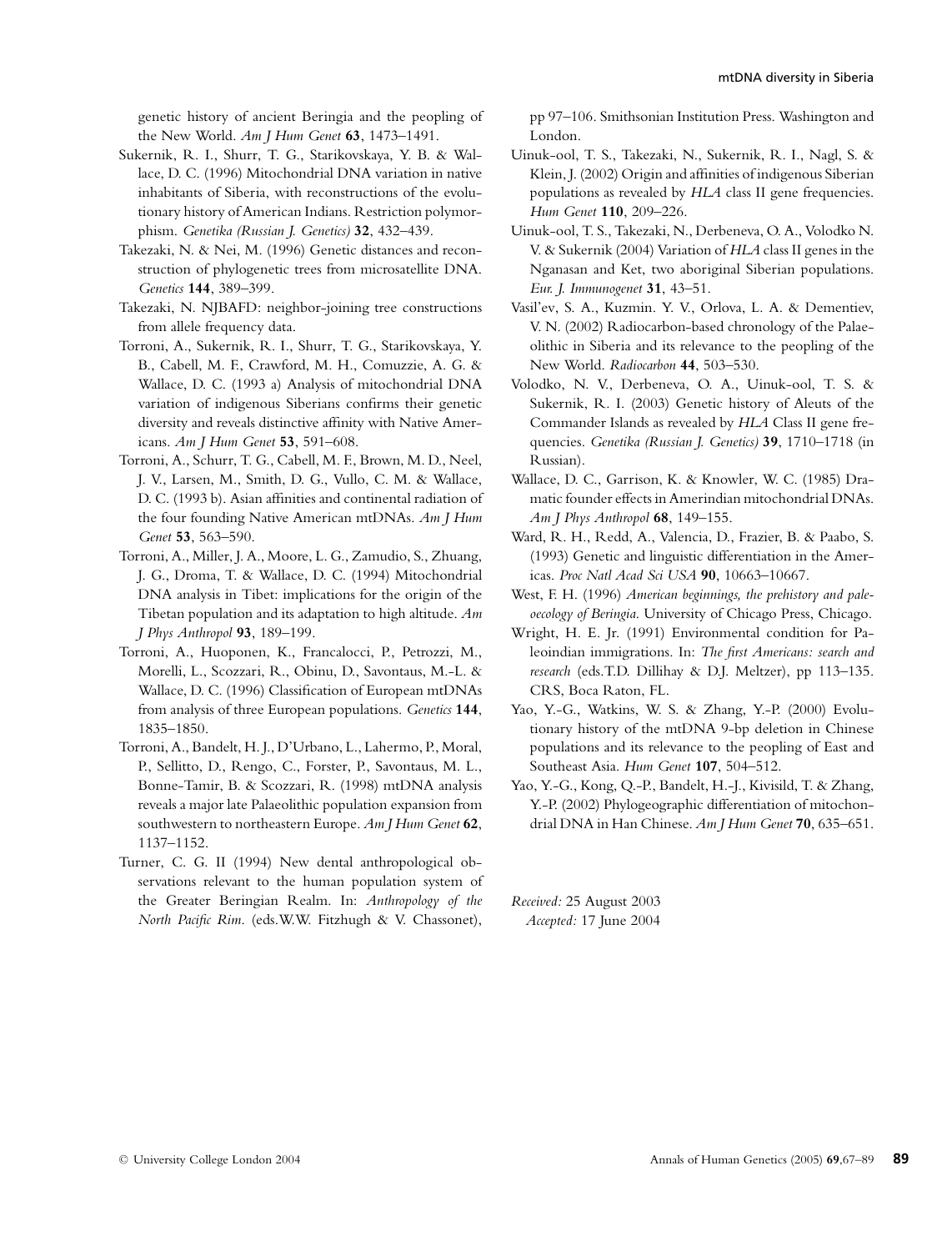genetic history of ancient Beringia and the peopling of the New World. *Am J Hum Genet* **63**, 1473–1491.

Sukernik, R. I., Shurr, T. G., Starikovskaya, Y. B. & Wallace, D. C. (1996) Mitochondrial DNA variation in native inhabitants of Siberia, with reconstructions of the evolutionary history of American Indians. Restriction polymorphism. *Genetika (Russian J. Genetics)* **32**, 432–439.

Takezaki, N. & Nei, M. (1996) Genetic distances and reconstruction of phylogenetic trees from microsatellite DNA. *Genetics* **144**, 389–399.

Takezaki, N. NJBAFD: neighbor-joining tree constructions from allele frequency data.

Torroni, A., Sukernik, R. I., Shurr, T. G., Starikovskaya, Y. B., Cabell, M. F., Crawford, M. H., Comuzzie, A. G. & Wallace, D. C. (1993 a) Analysis of mitochondrial DNA variation of indigenous Siberians confirms their genetic diversity and reveals distinctive affinity with Native Americans. *Am J Hum Genet* **53**, 591–608.

Torroni, A., Schurr, T. G., Cabell, M. F., Brown, M. D., Neel, J. V., Larsen, M., Smith, D. G., Vullo, C. M. & Wallace, D. C. (1993 b). Asian affinities and continental radiation of the four founding Native American mtDNAs. *Am J Hum Genet* **53**, 563–590.

Torroni, A., Miller, J. A., Moore, L. G., Zamudio, S., Zhuang, J. G., Droma, T. & Wallace, D. C. (1994) Mitochondrial DNA analysis in Tibet: implications for the origin of the Tibetan population and its adaptation to high altitude. *Am J Phys Anthropol* **93**, 189–199.

Torroni, A., Huoponen, K., Francalocci, P., Petrozzi, M., Morelli, L., Scozzari, R., Obinu, D., Savontaus, M.-L. & Wallace, D. C. (1996) Classification of European mtDNAs from analysis of three European populations. *Genetics* **144**, 1835–1850.

Torroni, A., Bandelt, H. J., D'Urbano, L., Lahermo, P., Moral, P., Sellitto, D., Rengo, C., Forster, P., Savontaus, M. L., Bonne-Tamir, B. & Scozzari, R. (1998) mtDNA analysis reveals a major late Palaeolithic population expansion from southwestern to northeastern Europe. *Am J Hum Genet* **62**, 1137–1152.

Turner, C. G. II (1994) New dental anthropological observations relevant to the human population system of the Greater Beringian Realm. In: *Anthropology of the North Pacific Rim*. (eds.W.W. Fitzhugh & V. Chassonet), pp 97–106. Smithsonian Institution Press. Washington and London.

Uinuk-ool, T. S., Takezaki, N., Sukernik, R. I., Nagl, S. & Klein, J. (2002) Origin and affinities of indigenous Siberian populations as revealed by *HLA* class II gene frequencies. *Hum Genet* **110**, 209–226.

Uinuk-ool, T. S., Takezaki, N., Derbeneva, O. A., Volodko N. V. & Sukernik (2004) Variation of *HLA* class II genes in the Nganasan and Ket, two aboriginal Siberian populations. *Eur. J. Immunogenet* **31**, 43–51.

Vasil'ev, S. A., Kuzmin. Y. V., Orlova, L. A. & Dementiev, V. N. (2002) Radiocarbon-based chronology of the Palaeolithic in Siberia and its relevance to the peopling of the New World. *Radiocarbon* **44**, 503–530.

Volodko, N. V., Derbeneva, O. A., Uinuk-ool, T. S. & Sukernik, R. I. (2003) Genetic history of Aleuts of the Commander Islands as revealed by *HLA* Class II gene frequencies. *Genetika (Russian J. Genetics)* **39**, 1710–1718 (in Russian).

Wallace, D. C., Garrison, K. & Knowler, W. C. (1985) Dramatic founder effects in Amerindian mitochondrial DNAs. *Am J Phys Anthropol* **68**, 149–155.

Ward, R. H., Redd, A., Valencia, D., Frazier, B. & Paabo, S. (1993) Genetic and linguistic differentiation in the Americas. *Proc Natl Acad Sci USA* **90**, 10663–10667.

West, F. H. (1996) *American beginnings, the prehistory and paleoecology of Beringia*. University of Chicago Press, Chicago.

Wright, H. E. Jr. (1991) Environmental condition for Paleoindian immigrations. In: *The first Americans: search and research* (eds.T.D. Dillihay & D.J. Meltzer), pp 113–135. CRS, Boca Raton, FL.

Yao, Y.-G., Watkins, W. S. & Zhang, Y.-P. (2000) Evolutionary history of the mtDNA 9-bp deletion in Chinese populations and its relevance to the peopling of East and Southeast Asia. *Hum Genet* **107**, 504–512.

Yao, Y.-G., Kong, Q.-P., Bandelt, H.-J., Kivisild, T. & Zhang, Y.-P. (2002) Phylogeographic differentiation of mitochondrial DNA in Han Chinese. *Am J Hum Genet* **70**, 635–651.

*Received:* 25 August 2003
*Accepted:* 17 June 2004